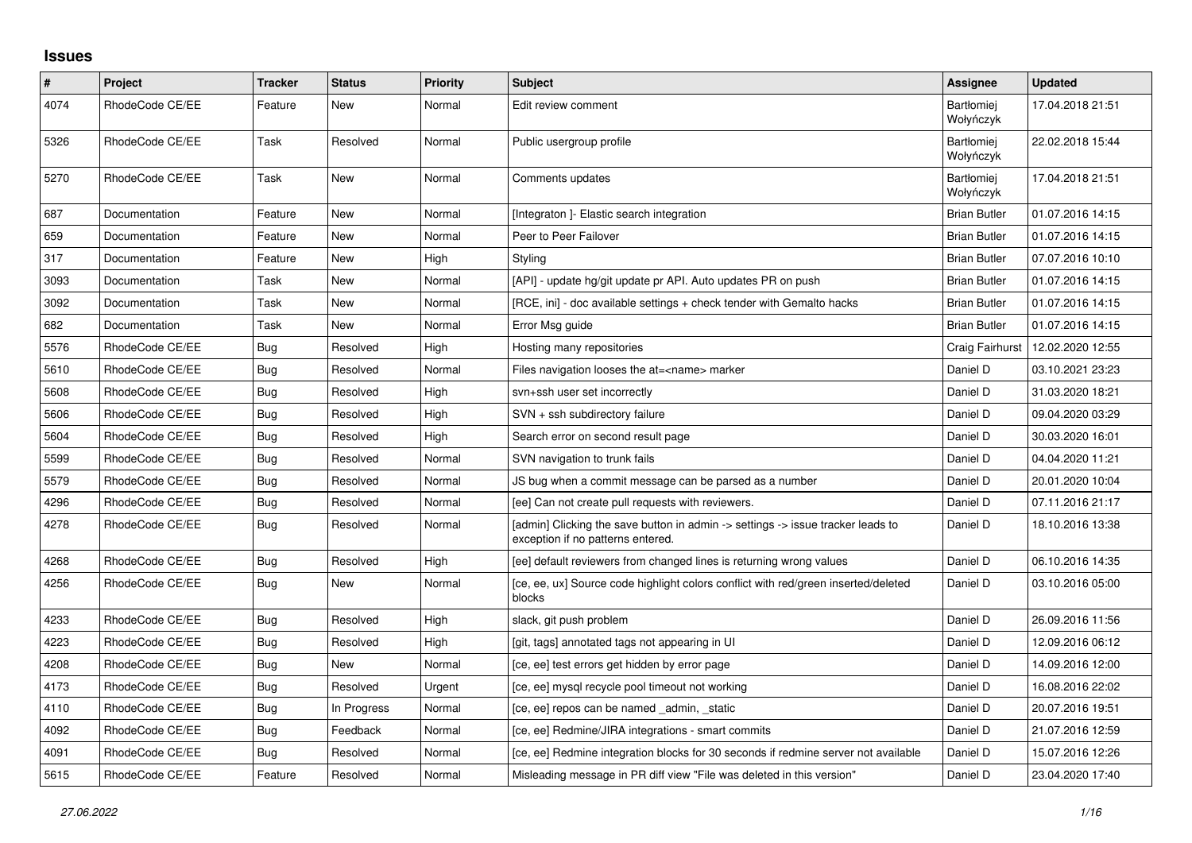## Issues

| # | Project | Tracker | Status | Priority | Subject | Assignee | Updated |
|---|---|---|---|---|---|---|---|
| 4074 | RhodeCode CE/EE | Feature | New | Normal | Edit review comment | Bartłomiej Wołyńczyk | 17.04.2018 21:51 |
| 5326 | RhodeCode CE/EE | Task | Resolved | Normal | Public usergroup profile | Bartłomiej Wołyńczyk | 22.02.2018 15:44 |
| 5270 | RhodeCode CE/EE | Task | New | Normal | Comments updates | Bartłomiej Wołyńczyk | 17.04.2018 21:51 |
| 687 | Documentation | Feature | New | Normal | [Integraton ]- Elastic search integration | Brian Butler | 01.07.2016 14:15 |
| 659 | Documentation | Feature | New | Normal | Peer to Peer Failover | Brian Butler | 01.07.2016 14:15 |
| 317 | Documentation | Feature | New | High | Styling | Brian Butler | 07.07.2016 10:10 |
| 3093 | Documentation | Task | New | Normal | [API] - update hg/git update pr API. Auto updates PR on push | Brian Butler | 01.07.2016 14:15 |
| 3092 | Documentation | Task | New | Normal | [RCE, ini] - doc available settings + check tender with Gemalto hacks | Brian Butler | 01.07.2016 14:15 |
| 682 | Documentation | Task | New | Normal | Error Msg guide | Brian Butler | 01.07.2016 14:15 |
| 5576 | RhodeCode CE/EE | Bug | Resolved | High | Hosting many repositories | Craig Fairhurst | 12.02.2020 12:55 |
| 5610 | RhodeCode CE/EE | Bug | Resolved | Normal | Files navigation looses the at=<name> marker | Daniel D | 03.10.2021 23:23 |
| 5608 | RhodeCode CE/EE | Bug | Resolved | High | svn+ssh user set incorrectly | Daniel D | 31.03.2020 18:21 |
| 5606 | RhodeCode CE/EE | Bug | Resolved | High | SVN + ssh subdirectory failure | Daniel D | 09.04.2020 03:29 |
| 5604 | RhodeCode CE/EE | Bug | Resolved | High | Search error on second result page | Daniel D | 30.03.2020 16:01 |
| 5599 | RhodeCode CE/EE | Bug | Resolved | Normal | SVN navigation to trunk fails | Daniel D | 04.04.2020 11:21 |
| 5579 | RhodeCode CE/EE | Bug | Resolved | Normal | JS bug when a commit message can be parsed as a number | Daniel D | 20.01.2020 10:04 |
| 4296 | RhodeCode CE/EE | Bug | Resolved | Normal | [ee] Can not create pull requests with reviewers. | Daniel D | 07.11.2016 21:17 |
| 4278 | RhodeCode CE/EE | Bug | Resolved | Normal | [admin] Clicking the save button in admin -> settings -> issue tracker leads to exception if no patterns entered. | Daniel D | 18.10.2016 13:38 |
| 4268 | RhodeCode CE/EE | Bug | Resolved | High | [ee] default reviewers from changed lines is returning wrong values | Daniel D | 06.10.2016 14:35 |
| 4256 | RhodeCode CE/EE | Bug | New | Normal | [ce, ee, ux] Source code highlight colors conflict with red/green inserted/deleted blocks | Daniel D | 03.10.2016 05:00 |
| 4233 | RhodeCode CE/EE | Bug | Resolved | High | slack, git push problem | Daniel D | 26.09.2016 11:56 |
| 4223 | RhodeCode CE/EE | Bug | Resolved | High | [git, tags] annotated tags not appearing in UI | Daniel D | 12.09.2016 06:12 |
| 4208 | RhodeCode CE/EE | Bug | New | Normal | [ce, ee] test errors get hidden by error page | Daniel D | 14.09.2016 12:00 |
| 4173 | RhodeCode CE/EE | Bug | Resolved | Urgent | [ce, ee] mysql recycle pool timeout not working | Daniel D | 16.08.2016 22:02 |
| 4110 | RhodeCode CE/EE | Bug | In Progress | Normal | [ce, ee] repos can be named _admin, _static | Daniel D | 20.07.2016 19:51 |
| 4092 | RhodeCode CE/EE | Bug | Feedback | Normal | [ce, ee] Redmine/JIRA integrations - smart commits | Daniel D | 21.07.2016 12:59 |
| 4091 | RhodeCode CE/EE | Bug | Resolved | Normal | [ce, ee] Redmine integration blocks for 30 seconds if redmine server not available | Daniel D | 15.07.2016 12:26 |
| 5615 | RhodeCode CE/EE | Feature | Resolved | Normal | Misleading message in PR diff view "File was deleted in this version" | Daniel D | 23.04.2020 17:40 |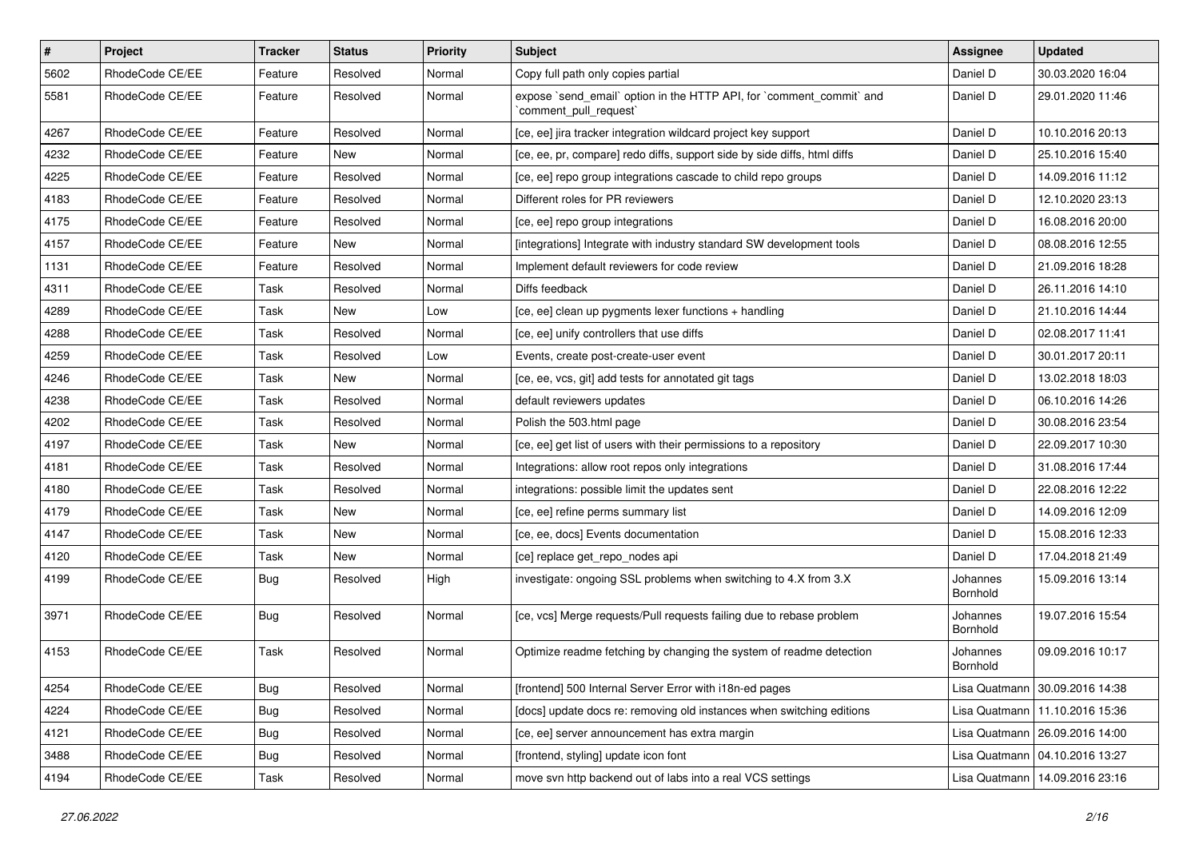| # | Project | Tracker | Status | Priority | Subject | Assignee | Updated |
| --- | --- | --- | --- | --- | --- | --- | --- |
| 5602 | RhodeCode CE/EE | Feature | Resolved | Normal | Copy full path only copies partial | Daniel D | 30.03.2020 16:04 |
| 5581 | RhodeCode CE/EE | Feature | Resolved | Normal | expose `send_email` option in the HTTP API, for `comment_commit` and `comment_pull_request` | Daniel D | 29.01.2020 11:46 |
| 4267 | RhodeCode CE/EE | Feature | Resolved | Normal | [ce, ee] jira tracker integration wildcard project key support | Daniel D | 10.10.2016 20:13 |
| 4232 | RhodeCode CE/EE | Feature | New | Normal | [ce, ee, pr, compare] redo diffs, support side by side diffs, html diffs | Daniel D | 25.10.2016 15:40 |
| 4225 | RhodeCode CE/EE | Feature | Resolved | Normal | [ce, ee] repo group integrations cascade to child repo groups | Daniel D | 14.09.2016 11:12 |
| 4183 | RhodeCode CE/EE | Feature | Resolved | Normal | Different roles for PR reviewers | Daniel D | 12.10.2020 23:13 |
| 4175 | RhodeCode CE/EE | Feature | Resolved | Normal | [ce, ee] repo group integrations | Daniel D | 16.08.2016 20:00 |
| 4157 | RhodeCode CE/EE | Feature | New | Normal | [integrations] Integrate with industry standard SW development tools | Daniel D | 08.08.2016 12:55 |
| 1131 | RhodeCode CE/EE | Feature | Resolved | Normal | Implement default reviewers for code review | Daniel D | 21.09.2016 18:28 |
| 4311 | RhodeCode CE/EE | Task | Resolved | Normal | Diffs feedback | Daniel D | 26.11.2016 14:10 |
| 4289 | RhodeCode CE/EE | Task | New | Low | [ce, ee] clean up pygments lexer functions + handling | Daniel D | 21.10.2016 14:44 |
| 4288 | RhodeCode CE/EE | Task | Resolved | Normal | [ce, ee] unify controllers that use diffs | Daniel D | 02.08.2017 11:41 |
| 4259 | RhodeCode CE/EE | Task | Resolved | Low | Events, create post-create-user event | Daniel D | 30.01.2017 20:11 |
| 4246 | RhodeCode CE/EE | Task | New | Normal | [ce, ee, vcs, git] add tests for annotated git tags | Daniel D | 13.02.2018 18:03 |
| 4238 | RhodeCode CE/EE | Task | Resolved | Normal | default reviewers updates | Daniel D | 06.10.2016 14:26 |
| 4202 | RhodeCode CE/EE | Task | Resolved | Normal | Polish the 503.html page | Daniel D | 30.08.2016 23:54 |
| 4197 | RhodeCode CE/EE | Task | New | Normal | [ce, ee] get list of users with their permissions to a repository | Daniel D | 22.09.2017 10:30 |
| 4181 | RhodeCode CE/EE | Task | Resolved | Normal | Integrations: allow root repos only integrations | Daniel D | 31.08.2016 17:44 |
| 4180 | RhodeCode CE/EE | Task | Resolved | Normal | integrations: possible limit the updates sent | Daniel D | 22.08.2016 12:22 |
| 4179 | RhodeCode CE/EE | Task | New | Normal | [ce, ee] refine perms summary list | Daniel D | 14.09.2016 12:09 |
| 4147 | RhodeCode CE/EE | Task | New | Normal | [ce, ee, docs] Events documentation | Daniel D | 15.08.2016 12:33 |
| 4120 | RhodeCode CE/EE | Task | New | Normal | [ce] replace get_repo_nodes api | Daniel D | 17.04.2018 21:49 |
| 4199 | RhodeCode CE/EE | Bug | Resolved | High | investigate: ongoing SSL problems when switching to 4.X from 3.X | Johannes Bornhold | 15.09.2016 13:14 |
| 3971 | RhodeCode CE/EE | Bug | Resolved | Normal | [ce, vcs] Merge requests/Pull requests failing due to rebase problem | Johannes Bornhold | 19.07.2016 15:54 |
| 4153 | RhodeCode CE/EE | Task | Resolved | Normal | Optimize readme fetching by changing the system of readme detection | Johannes Bornhold | 09.09.2016 10:17 |
| 4254 | RhodeCode CE/EE | Bug | Resolved | Normal | [frontend] 500 Internal Server Error with i18n-ed pages | Lisa Quatmann | 30.09.2016 14:38 |
| 4224 | RhodeCode CE/EE | Bug | Resolved | Normal | [docs] update docs re: removing old instances when switching editions | Lisa Quatmann | 11.10.2016 15:36 |
| 4121 | RhodeCode CE/EE | Bug | Resolved | Normal | [ce, ee] server announcement has extra margin | Lisa Quatmann | 26.09.2016 14:00 |
| 3488 | RhodeCode CE/EE | Bug | Resolved | Normal | [frontend, styling] update icon font | Lisa Quatmann | 04.10.2016 13:27 |
| 4194 | RhodeCode CE/EE | Task | Resolved | Normal | move svn http backend out of labs into a real VCS settings | Lisa Quatmann | 14.09.2016 23:16 |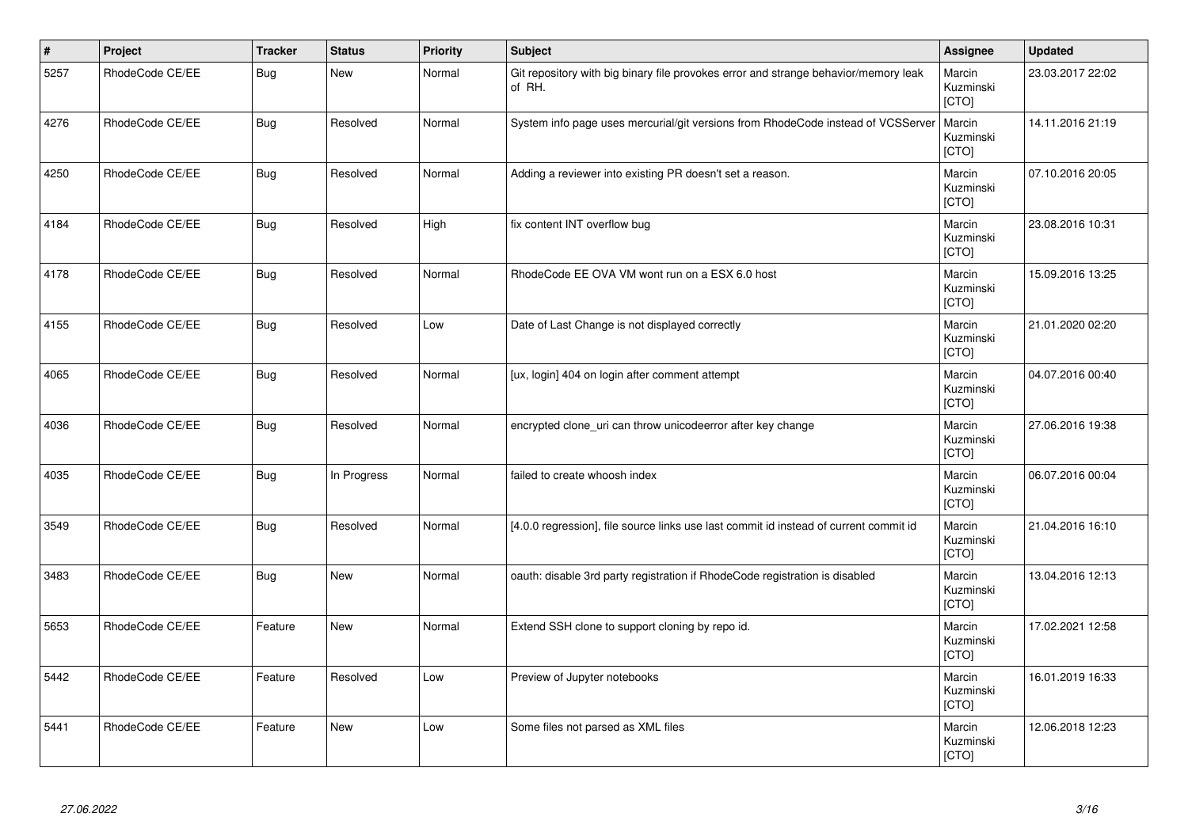| # | Project | Tracker | Status | Priority | Subject | Assignee | Updated |
|---|---|---|---|---|---|---|---|
| 5257 | RhodeCode CE/EE | Bug | New | Normal | Git repository with big binary file provokes error and strange behavior/memory leak of RH. | Marcin Kuzminski [CTO] | 23.03.2017 22:02 |
| 4276 | RhodeCode CE/EE | Bug | Resolved | Normal | System info page uses mercurial/git versions from RhodeCode instead of VCSServer | Marcin Kuzminski [CTO] | 14.11.2016 21:19 |
| 4250 | RhodeCode CE/EE | Bug | Resolved | Normal | Adding a reviewer into existing PR doesn't set a reason. | Marcin Kuzminski [CTO] | 07.10.2016 20:05 |
| 4184 | RhodeCode CE/EE | Bug | Resolved | High | fix content INT overflow bug | Marcin Kuzminski [CTO] | 23.08.2016 10:31 |
| 4178 | RhodeCode CE/EE | Bug | Resolved | Normal | RhodeCode EE OVA VM wont run on a ESX 6.0 host | Marcin Kuzminski [CTO] | 15.09.2016 13:25 |
| 4155 | RhodeCode CE/EE | Bug | Resolved | Low | Date of Last Change is not displayed correctly | Marcin Kuzminski [CTO] | 21.01.2020 02:20 |
| 4065 | RhodeCode CE/EE | Bug | Resolved | Normal | [ux, login] 404 on login after comment attempt | Marcin Kuzminski [CTO] | 04.07.2016 00:40 |
| 4036 | RhodeCode CE/EE | Bug | Resolved | Normal | encrypted clone_uri can throw unicodeerror after key change | Marcin Kuzminski [CTO] | 27.06.2016 19:38 |
| 4035 | RhodeCode CE/EE | Bug | In Progress | Normal | failed to create whoosh index | Marcin Kuzminski [CTO] | 06.07.2016 00:04 |
| 3549 | RhodeCode CE/EE | Bug | Resolved | Normal | [4.0.0 regression], file source links use last commit id instead of current commit id | Marcin Kuzminski [CTO] | 21.04.2016 16:10 |
| 3483 | RhodeCode CE/EE | Bug | New | Normal | oauth: disable 3rd party registration if RhodeCode registration is disabled | Marcin Kuzminski [CTO] | 13.04.2016 12:13 |
| 5653 | RhodeCode CE/EE | Feature | New | Normal | Extend SSH clone to support cloning by repo id. | Marcin Kuzminski [CTO] | 17.02.2021 12:58 |
| 5442 | RhodeCode CE/EE | Feature | Resolved | Low | Preview of Jupyter notebooks | Marcin Kuzminski [CTO] | 16.01.2019 16:33 |
| 5441 | RhodeCode CE/EE | Feature | New | Low | Some files not parsed as XML files | Marcin Kuzminski [CTO] | 12.06.2018 12:23 |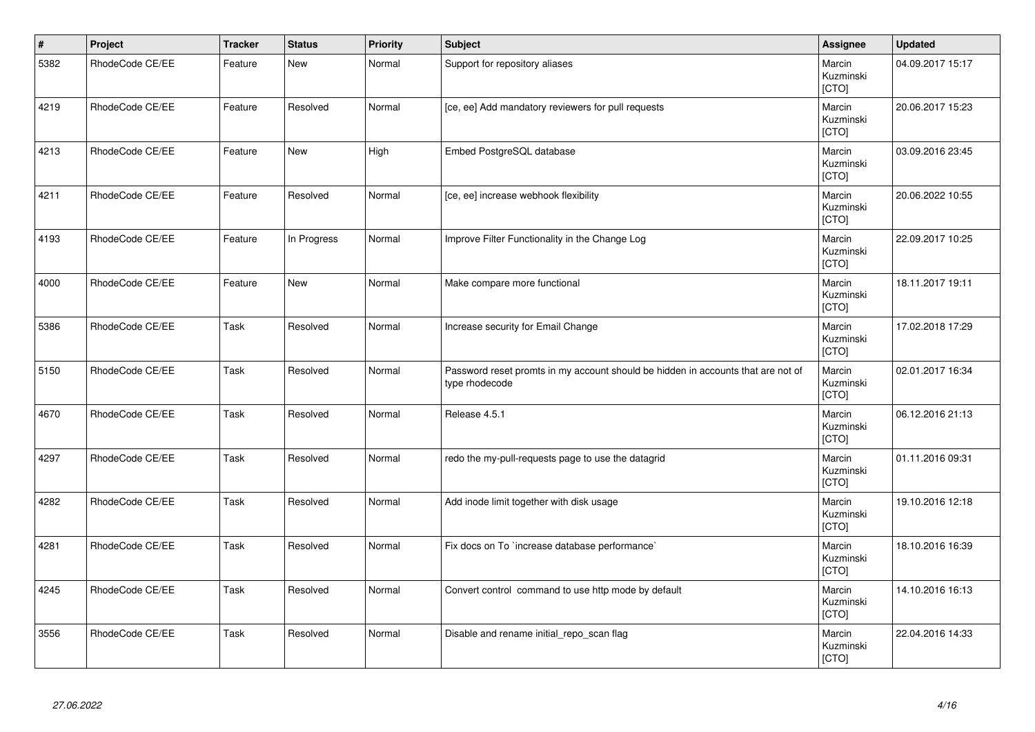| # | Project | Tracker | Status | Priority | Subject | Assignee | Updated |
|---|---|---|---|---|---|---|---|
| 5382 | RhodeCode CE/EE | Feature | New | Normal | Support for repository aliases | Marcin Kuzminski [CTO] | 04.09.2017 15:17 |
| 4219 | RhodeCode CE/EE | Feature | Resolved | Normal | [ce, ee] Add mandatory reviewers for pull requests | Marcin Kuzminski [CTO] | 20.06.2017 15:23 |
| 4213 | RhodeCode CE/EE | Feature | New | High | Embed PostgreSQL database | Marcin Kuzminski [CTO] | 03.09.2016 23:45 |
| 4211 | RhodeCode CE/EE | Feature | Resolved | Normal | [ce, ee] increase webhook flexibility | Marcin Kuzminski [CTO] | 20.06.2022 10:55 |
| 4193 | RhodeCode CE/EE | Feature | In Progress | Normal | Improve Filter Functionality in the Change Log | Marcin Kuzminski [CTO] | 22.09.2017 10:25 |
| 4000 | RhodeCode CE/EE | Feature | New | Normal | Make compare more functional | Marcin Kuzminski [CTO] | 18.11.2017 19:11 |
| 5386 | RhodeCode CE/EE | Task | Resolved | Normal | Increase security for Email Change | Marcin Kuzminski [CTO] | 17.02.2018 17:29 |
| 5150 | RhodeCode CE/EE | Task | Resolved | Normal | Password reset promts in my account should be hidden in accounts that are not of type rhodecode | Marcin Kuzminski [CTO] | 02.01.2017 16:34 |
| 4670 | RhodeCode CE/EE | Task | Resolved | Normal | Release 4.5.1 | Marcin Kuzminski [CTO] | 06.12.2016 21:13 |
| 4297 | RhodeCode CE/EE | Task | Resolved | Normal | redo the my-pull-requests page to use the datagrid | Marcin Kuzminski [CTO] | 01.11.2016 09:31 |
| 4282 | RhodeCode CE/EE | Task | Resolved | Normal | Add inode limit together with disk usage | Marcin Kuzminski [CTO] | 19.10.2016 12:18 |
| 4281 | RhodeCode CE/EE | Task | Resolved | Normal | Fix docs on To `increase database performance` | Marcin Kuzminski [CTO] | 18.10.2016 16:39 |
| 4245 | RhodeCode CE/EE | Task | Resolved | Normal | Convert control command to use http mode by default | Marcin Kuzminski [CTO] | 14.10.2016 16:13 |
| 3556 | RhodeCode CE/EE | Task | Resolved | Normal | Disable and rename initial_repo_scan flag | Marcin Kuzminski [CTO] | 22.04.2016 14:33 |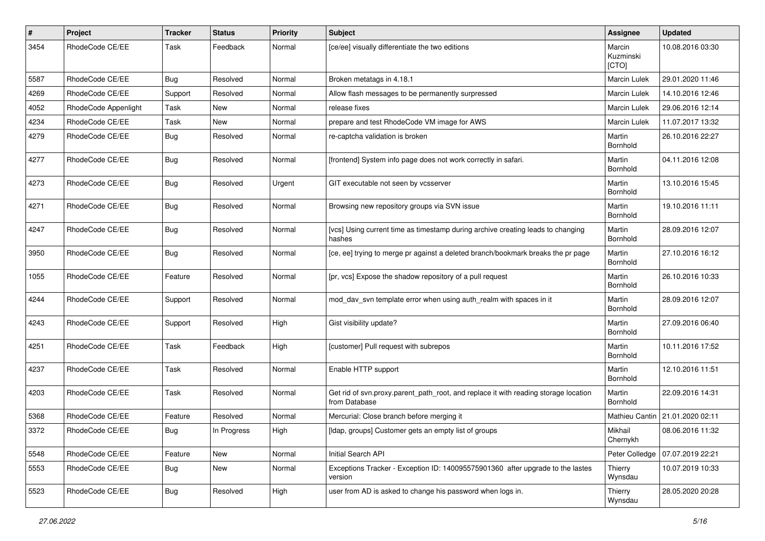| # | Project | Tracker | Status | Priority | Subject | Assignee | Updated |
|---|---|---|---|---|---|---|---|
| 3454 | RhodeCode CE/EE | Task | Feedback | Normal | [ce/ee] visually differentiate the two editions | Marcin Kuzminski [CTO] | 10.08.2016 03:30 |
| 5587 | RhodeCode CE/EE | Bug | Resolved | Normal | Broken metatags in 4.18.1 | Marcin Lulek | 29.01.2020 11:46 |
| 4269 | RhodeCode CE/EE | Support | Resolved | Normal | Allow flash messages to be permanently surpressed | Marcin Lulek | 14.10.2016 12:46 |
| 4052 | RhodeCode Appenlight | Task | New | Normal | release fixes | Marcin Lulek | 29.06.2016 12:14 |
| 4234 | RhodeCode CE/EE | Task | New | Normal | prepare and test RhodeCode VM image for AWS | Marcin Lulek | 11.07.2017 13:32 |
| 4279 | RhodeCode CE/EE | Bug | Resolved | Normal | re-captcha validation is broken | Martin Bornhold | 26.10.2016 22:27 |
| 4277 | RhodeCode CE/EE | Bug | Resolved | Normal | [frontend] System info page does not work correctly in safari. | Martin Bornhold | 04.11.2016 12:08 |
| 4273 | RhodeCode CE/EE | Bug | Resolved | Urgent | GIT executable not seen by vcsserver | Martin Bornhold | 13.10.2016 15:45 |
| 4271 | RhodeCode CE/EE | Bug | Resolved | Normal | Browsing new repository groups via SVN issue | Martin Bornhold | 19.10.2016 11:11 |
| 4247 | RhodeCode CE/EE | Bug | Resolved | Normal | [vcs] Using current time as timestamp during archive creating leads to changing hashes | Martin Bornhold | 28.09.2016 12:07 |
| 3950 | RhodeCode CE/EE | Bug | Resolved | Normal | [ce, ee] trying to merge pr against a deleted branch/bookmark breaks the pr page | Martin Bornhold | 27.10.2016 16:12 |
| 1055 | RhodeCode CE/EE | Feature | Resolved | Normal | [pr, vcs] Expose the shadow repository of a pull request | Martin Bornhold | 26.10.2016 10:33 |
| 4244 | RhodeCode CE/EE | Support | Resolved | Normal | mod_dav_svn template error when using auth_realm with spaces in it | Martin Bornhold | 28.09.2016 12:07 |
| 4243 | RhodeCode CE/EE | Support | Resolved | High | Gist visibility update? | Martin Bornhold | 27.09.2016 06:40 |
| 4251 | RhodeCode CE/EE | Task | Feedback | High | [customer] Pull request with subrepos | Martin Bornhold | 10.11.2016 17:52 |
| 4237 | RhodeCode CE/EE | Task | Resolved | Normal | Enable HTTP support | Martin Bornhold | 12.10.2016 11:51 |
| 4203 | RhodeCode CE/EE | Task | Resolved | Normal | Get rid of svn.proxy.parent_path_root, and replace it with reading storage location from Database | Martin Bornhold | 22.09.2016 14:31 |
| 5368 | RhodeCode CE/EE | Feature | Resolved | Normal | Mercurial: Close branch before merging it | Mathieu Cantin | 21.01.2020 02:11 |
| 3372 | RhodeCode CE/EE | Bug | In Progress | High | [ldap, groups] Customer gets an empty list of groups | Mikhail Chernykh | 08.06.2016 11:32 |
| 5548 | RhodeCode CE/EE | Feature | New | Normal | Initial Search API | Peter Colledge | 07.07.2019 22:21 |
| 5553 | RhodeCode CE/EE | Bug | New | Normal | Exceptions Tracker - Exception ID: 140095575901360 after upgrade to the lastes version | Thierry Wynsdau | 10.07.2019 10:33 |
| 5523 | RhodeCode CE/EE | Bug | Resolved | High | user from AD is asked to change his password when logs in. | Thierry Wynsdau | 28.05.2020 20:28 |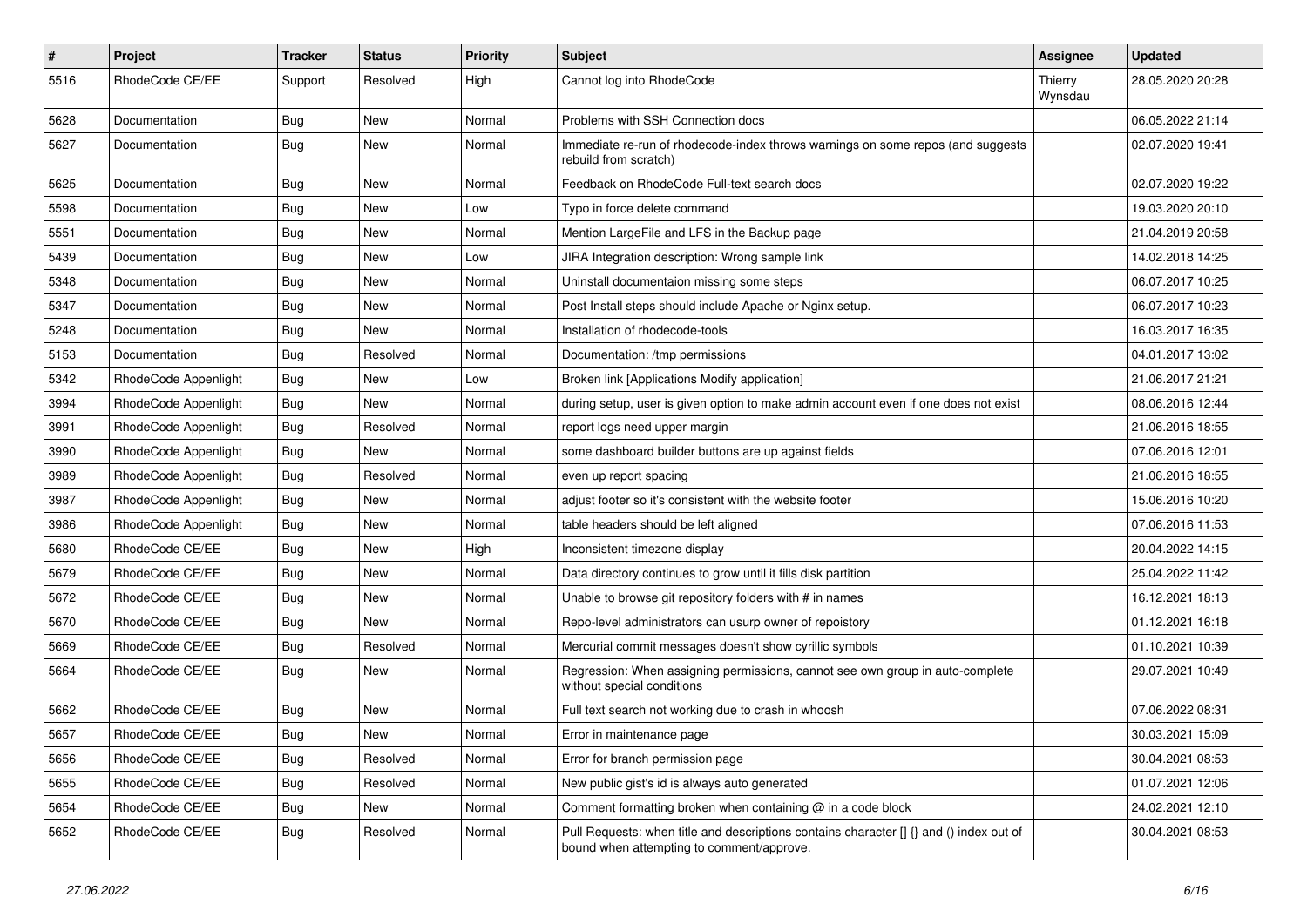| # | Project | Tracker | Status | Priority | Subject | Assignee | Updated |
|---|---|---|---|---|---|---|---|
| 5516 | RhodeCode CE/EE | Support | Resolved | High | Cannot log into RhodeCode | Thierry Wynsdau | 28.05.2020 20:28 |
| 5628 | Documentation | Bug | New | Normal | Problems with SSH Connection docs | | 06.05.2022 21:14 |
| 5627 | Documentation | Bug | New | Normal | Immediate re-run of rhodecode-index throws warnings on some repos (and suggests rebuild from scratch) | | 02.07.2020 19:41 |
| 5625 | Documentation | Bug | New | Normal | Feedback on RhodeCode Full-text search docs | | 02.07.2020 19:22 |
| 5598 | Documentation | Bug | New | Low | Typo in force delete command | | 19.03.2020 20:10 |
| 5551 | Documentation | Bug | New | Normal | Mention LargeFile and LFS in the Backup page | | 21.04.2019 20:58 |
| 5439 | Documentation | Bug | New | Low | JIRA Integration description: Wrong sample link | | 14.02.2018 14:25 |
| 5348 | Documentation | Bug | New | Normal | Uninstall documentaion missing some steps | | 06.07.2017 10:25 |
| 5347 | Documentation | Bug | New | Normal | Post Install steps should include Apache or Nginx setup. | | 06.07.2017 10:23 |
| 5248 | Documentation | Bug | New | Normal | Installation of rhodecode-tools | | 16.03.2017 16:35 |
| 5153 | Documentation | Bug | Resolved | Normal | Documentation: /tmp permissions | | 04.01.2017 13:02 |
| 5342 | RhodeCode Appenlight | Bug | New | Low | Broken link [Applications Modify application] | | 21.06.2017 21:21 |
| 3994 | RhodeCode Appenlight | Bug | New | Normal | during setup, user is given option to make admin account even if one does not exist | | 08.06.2016 12:44 |
| 3991 | RhodeCode Appenlight | Bug | Resolved | Normal | report logs need upper margin | | 21.06.2016 18:55 |
| 3990 | RhodeCode Appenlight | Bug | New | Normal | some dashboard builder buttons are up against fields | | 07.06.2016 12:01 |
| 3989 | RhodeCode Appenlight | Bug | Resolved | Normal | even up report spacing | | 21.06.2016 18:55 |
| 3987 | RhodeCode Appenlight | Bug | New | Normal | adjust footer so it's consistent with the website footer | | 15.06.2016 10:20 |
| 3986 | RhodeCode Appenlight | Bug | New | Normal | table headers should be left aligned | | 07.06.2016 11:53 |
| 5680 | RhodeCode CE/EE | Bug | New | High | Inconsistent timezone display | | 20.04.2022 14:15 |
| 5679 | RhodeCode CE/EE | Bug | New | Normal | Data directory continues to grow until it fills disk partition | | 25.04.2022 11:42 |
| 5672 | RhodeCode CE/EE | Bug | New | Normal | Unable to browse git repository folders with # in names | | 16.12.2021 18:13 |
| 5670 | RhodeCode CE/EE | Bug | New | Normal | Repo-level administrators can usurp owner of repoistory | | 01.12.2021 16:18 |
| 5669 | RhodeCode CE/EE | Bug | Resolved | Normal | Mercurial commit messages doesn't show cyrillic symbols | | 01.10.2021 10:39 |
| 5664 | RhodeCode CE/EE | Bug | New | Normal | Regression: When assigning permissions, cannot see own group in auto-complete without special conditions | | 29.07.2021 10:49 |
| 5662 | RhodeCode CE/EE | Bug | New | Normal | Full text search not working due to crash in whoosh | | 07.06.2022 08:31 |
| 5657 | RhodeCode CE/EE | Bug | New | Normal | Error in maintenance page | | 30.03.2021 15:09 |
| 5656 | RhodeCode CE/EE | Bug | Resolved | Normal | Error for branch permission page | | 30.04.2021 08:53 |
| 5655 | RhodeCode CE/EE | Bug | Resolved | Normal | New public gist's id is always auto generated | | 01.07.2021 12:06 |
| 5654 | RhodeCode CE/EE | Bug | New | Normal | Comment formatting broken when containing @ in a code block | | 24.02.2021 12:10 |
| 5652 | RhodeCode CE/EE | Bug | Resolved | Normal | Pull Requests: when title and descriptions contains character [] {} and () index out of bound when attempting to comment/approve. | | 30.04.2021 08:53 |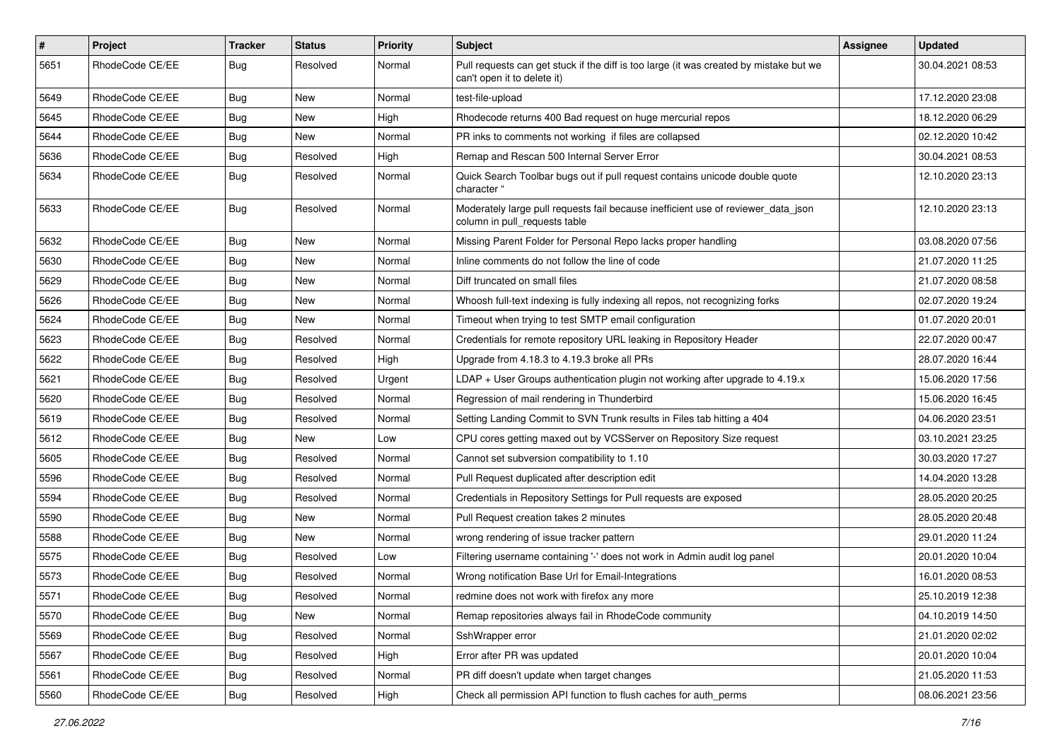| # | Project | Tracker | Status | Priority | Subject | Assignee | Updated |
|---|---|---|---|---|---|---|---|
| 5651 | RhodeCode CE/EE | Bug | Resolved | Normal | Pull requests can get stuck if the diff is too large (it was created by mistake but we can't open it to delete it) | | 30.04.2021 08:53 |
| 5649 | RhodeCode CE/EE | Bug | New | Normal | test-file-upload | | 17.12.2020 23:08 |
| 5645 | RhodeCode CE/EE | Bug | New | High | Rhodecode returns 400 Bad request on huge mercurial repos | | 18.12.2020 06:29 |
| 5644 | RhodeCode CE/EE | Bug | New | Normal | PR inks to comments not working if files are collapsed | | 02.12.2020 10:42 |
| 5636 | RhodeCode CE/EE | Bug | Resolved | High | Remap and Rescan 500 Internal Server Error | | 30.04.2021 08:53 |
| 5634 | RhodeCode CE/EE | Bug | Resolved | Normal | Quick Search Toolbar bugs out if pull request contains unicode double quote character " | | 12.10.2020 23:13 |
| 5633 | RhodeCode CE/EE | Bug | Resolved | Normal | Moderately large pull requests fail because inefficient use of reviewer_data_json column in pull_requests table | | 12.10.2020 23:13 |
| 5632 | RhodeCode CE/EE | Bug | New | Normal | Missing Parent Folder for Personal Repo lacks proper handling | | 03.08.2020 07:56 |
| 5630 | RhodeCode CE/EE | Bug | New | Normal | Inline comments do not follow the line of code | | 21.07.2020 11:25 |
| 5629 | RhodeCode CE/EE | Bug | New | Normal | Diff truncated on small files | | 21.07.2020 08:58 |
| 5626 | RhodeCode CE/EE | Bug | New | Normal | Whoosh full-text indexing is fully indexing all repos, not recognizing forks | | 02.07.2020 19:24 |
| 5624 | RhodeCode CE/EE | Bug | New | Normal | Timeout when trying to test SMTP email configuration | | 01.07.2020 20:01 |
| 5623 | RhodeCode CE/EE | Bug | Resolved | Normal | Credentials for remote repository URL leaking in Repository Header | | 22.07.2020 00:47 |
| 5622 | RhodeCode CE/EE | Bug | Resolved | High | Upgrade from 4.18.3 to 4.19.3 broke all PRs | | 28.07.2020 16:44 |
| 5621 | RhodeCode CE/EE | Bug | Resolved | Urgent | LDAP + User Groups authentication plugin not working after upgrade to 4.19.x | | 15.06.2020 17:56 |
| 5620 | RhodeCode CE/EE | Bug | Resolved | Normal | Regression of mail rendering in Thunderbird | | 15.06.2020 16:45 |
| 5619 | RhodeCode CE/EE | Bug | Resolved | Normal | Setting Landing Commit to SVN Trunk results in Files tab hitting a 404 | | 04.06.2020 23:51 |
| 5612 | RhodeCode CE/EE | Bug | New | Low | CPU cores getting maxed out by VCSServer on Repository Size request | | 03.10.2021 23:25 |
| 5605 | RhodeCode CE/EE | Bug | Resolved | Normal | Cannot set subversion compatibility to 1.10 | | 30.03.2020 17:27 |
| 5596 | RhodeCode CE/EE | Bug | Resolved | Normal | Pull Request duplicated after description edit | | 14.04.2020 13:28 |
| 5594 | RhodeCode CE/EE | Bug | Resolved | Normal | Credentials in Repository Settings for Pull requests are exposed | | 28.05.2020 20:25 |
| 5590 | RhodeCode CE/EE | Bug | New | Normal | Pull Request creation takes 2 minutes | | 28.05.2020 20:48 |
| 5588 | RhodeCode CE/EE | Bug | New | Normal | wrong rendering of issue tracker pattern | | 29.01.2020 11:24 |
| 5575 | RhodeCode CE/EE | Bug | Resolved | Low | Filtering username containing '-' does not work in Admin audit log panel | | 20.01.2020 10:04 |
| 5573 | RhodeCode CE/EE | Bug | Resolved | Normal | Wrong notification Base Url for Email-Integrations | | 16.01.2020 08:53 |
| 5571 | RhodeCode CE/EE | Bug | Resolved | Normal | redmine does not work with firefox any more | | 25.10.2019 12:38 |
| 5570 | RhodeCode CE/EE | Bug | New | Normal | Remap repositories always fail in RhodeCode community | | 04.10.2019 14:50 |
| 5569 | RhodeCode CE/EE | Bug | Resolved | Normal | SshWrapper error | | 21.01.2020 02:02 |
| 5567 | RhodeCode CE/EE | Bug | Resolved | High | Error after PR was updated | | 20.01.2020 10:04 |
| 5561 | RhodeCode CE/EE | Bug | Resolved | Normal | PR diff doesn't update when target changes | | 21.05.2020 11:53 |
| 5560 | RhodeCode CE/EE | Bug | Resolved | High | Check all permission API function to flush caches for auth_perms | | 08.06.2021 23:56 |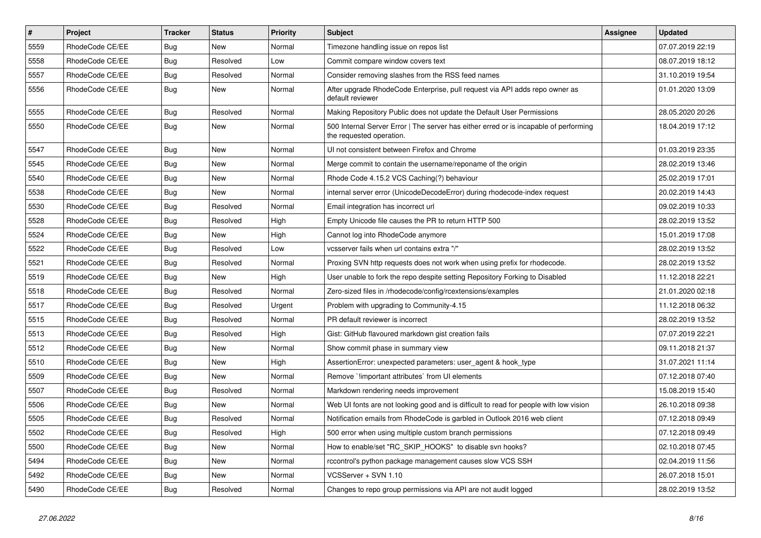| # | Project | Tracker | Status | Priority | Subject | Assignee | Updated |
|---|---|---|---|---|---|---|---|
| 5559 | RhodeCode CE/EE | Bug | New | Normal | Timezone handling issue on repos list | | 07.07.2019 22:19 |
| 5558 | RhodeCode CE/EE | Bug | Resolved | Low | Commit compare window covers text | | 08.07.2019 18:12 |
| 5557 | RhodeCode CE/EE | Bug | Resolved | Normal | Consider removing slashes from the RSS feed names | | 31.10.2019 19:54 |
| 5556 | RhodeCode CE/EE | Bug | New | Normal | After upgrade RhodeCode Enterprise, pull request via API adds repo owner as default reviewer | | 01.01.2020 13:09 |
| 5555 | RhodeCode CE/EE | Bug | Resolved | Normal | Making Repository Public does not update the Default User Permissions | | 28.05.2020 20:26 |
| 5550 | RhodeCode CE/EE | Bug | New | Normal | 500 Internal Server Error \| The server has either erred or is incapable of performing the requested operation. | | 18.04.2019 17:12 |
| 5547 | RhodeCode CE/EE | Bug | New | Normal | UI not consistent between Firefox and Chrome | | 01.03.2019 23:35 |
| 5545 | RhodeCode CE/EE | Bug | New | Normal | Merge commit to contain the username/reponame of the origin | | 28.02.2019 13:46 |
| 5540 | RhodeCode CE/EE | Bug | New | Normal | Rhode Code 4.15.2 VCS Caching(?) behaviour | | 25.02.2019 17:01 |
| 5538 | RhodeCode CE/EE | Bug | New | Normal | internal server error (UnicodeDecodeError) during rhodecode-index request | | 20.02.2019 14:43 |
| 5530 | RhodeCode CE/EE | Bug | Resolved | Normal | Email integration has incorrect url | | 09.02.2019 10:33 |
| 5528 | RhodeCode CE/EE | Bug | Resolved | High | Empty Unicode file causes the PR to return HTTP 500 | | 28.02.2019 13:52 |
| 5524 | RhodeCode CE/EE | Bug | New | High | Cannot log into RhodeCode anymore | | 15.01.2019 17:08 |
| 5522 | RhodeCode CE/EE | Bug | Resolved | Low | vcsserver fails when url contains extra "/" | | 28.02.2019 13:52 |
| 5521 | RhodeCode CE/EE | Bug | Resolved | Normal | Proxing SVN http requests does not work when using prefix for rhodecode. | | 28.02.2019 13:52 |
| 5519 | RhodeCode CE/EE | Bug | New | High | User unable to fork the repo despite setting Repository Forking to Disabled | | 11.12.2018 22:21 |
| 5518 | RhodeCode CE/EE | Bug | Resolved | Normal | Zero-sized files in /rhodecode/config/rcextensions/examples | | 21.01.2020 02:18 |
| 5517 | RhodeCode CE/EE | Bug | Resolved | Urgent | Problem with upgrading to Community-4.15 | | 11.12.2018 06:32 |
| 5515 | RhodeCode CE/EE | Bug | Resolved | Normal | PR default reviewer is incorrect | | 28.02.2019 13:52 |
| 5513 | RhodeCode CE/EE | Bug | Resolved | High | Gist: GitHub flavoured markdown gist creation fails | | 07.07.2019 22:21 |
| 5512 | RhodeCode CE/EE | Bug | New | Normal | Show commit phase in summary view | | 09.11.2018 21:37 |
| 5510 | RhodeCode CE/EE | Bug | New | High | AssertionError: unexpected parameters: user_agent & hook_type | | 31.07.2021 11:14 |
| 5509 | RhodeCode CE/EE | Bug | New | Normal | Remove `!important attributes` from UI elements | | 07.12.2018 07:40 |
| 5507 | RhodeCode CE/EE | Bug | Resolved | Normal | Markdown rendering needs improvement | | 15.08.2019 15:40 |
| 5506 | RhodeCode CE/EE | Bug | New | Normal | Web UI fonts are not looking good and is difficult to read for people with low vision | | 26.10.2018 09:38 |
| 5505 | RhodeCode CE/EE | Bug | Resolved | Normal | Notification emails from RhodeCode is garbled in Outlook 2016 web client | | 07.12.2018 09:49 |
| 5502 | RhodeCode CE/EE | Bug | Resolved | High | 500 error when using multiple custom branch permissions | | 07.12.2018 09:49 |
| 5500 | RhodeCode CE/EE | Bug | New | Normal | How to enable/set "RC_SKIP_HOOKS" to disable svn hooks? | | 02.10.2018 07:45 |
| 5494 | RhodeCode CE/EE | Bug | New | Normal | rccontrol's python package management causes slow VCS SSH | | 02.04.2019 11:56 |
| 5492 | RhodeCode CE/EE | Bug | New | Normal | VCSServer + SVN 1.10 | | 26.07.2018 15:01 |
| 5490 | RhodeCode CE/EE | Bug | Resolved | Normal | Changes to repo group permissions via API are not audit logged | | 28.02.2019 13:52 |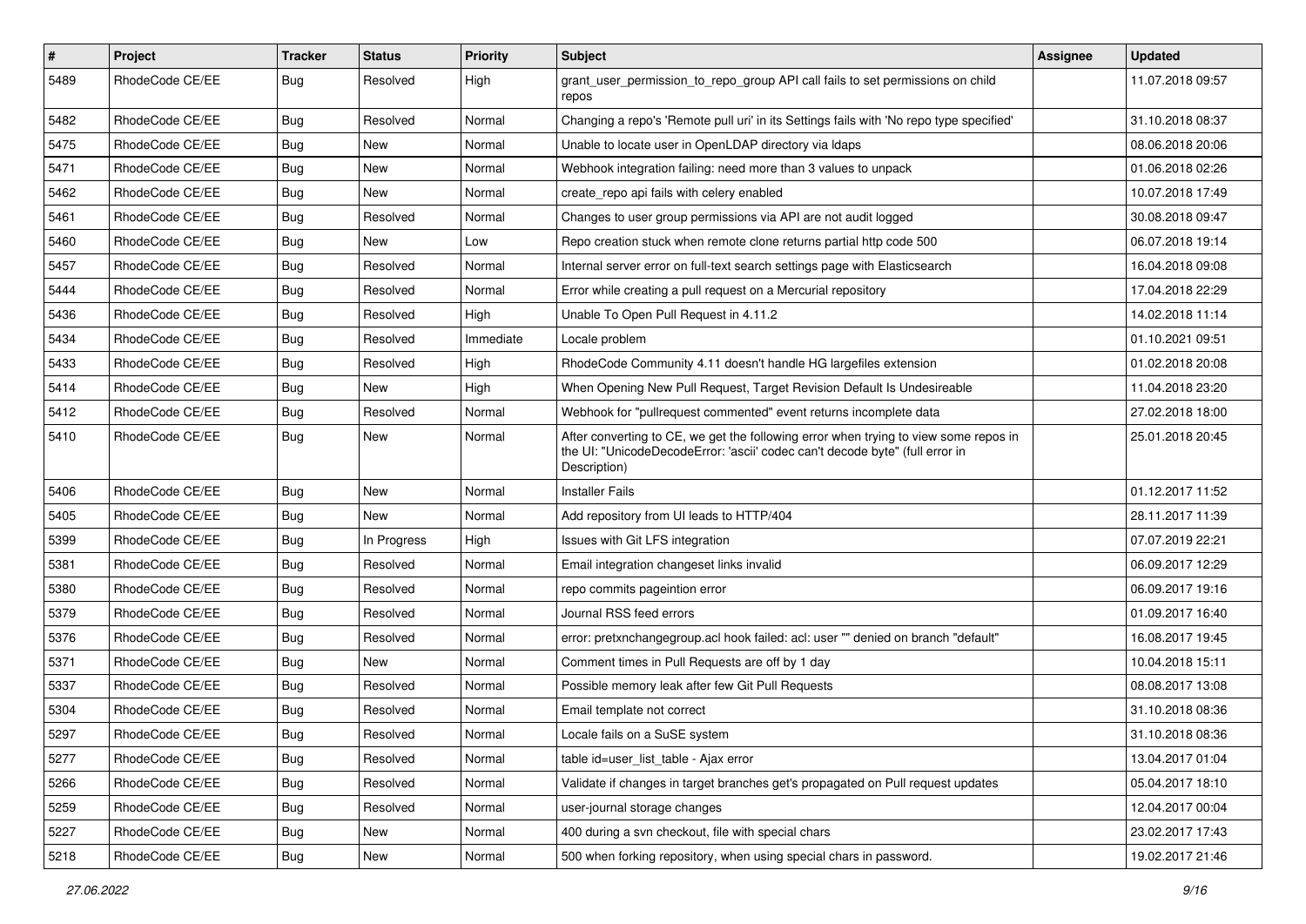| # | Project | Tracker | Status | Priority | Subject | Assignee | Updated |
|---|---|---|---|---|---|---|---|
| 5489 | RhodeCode CE/EE | Bug | Resolved | High | grant_user_permission_to_repo_group API call fails to set permissions on child repos | | 11.07.2018 09:57 |
| 5482 | RhodeCode CE/EE | Bug | Resolved | Normal | Changing a repo's 'Remote pull uri' in its Settings fails with 'No repo type specified' | | 31.10.2018 08:37 |
| 5475 | RhodeCode CE/EE | Bug | New | Normal | Unable to locate user in OpenLDAP directory via ldaps | | 08.06.2018 20:06 |
| 5471 | RhodeCode CE/EE | Bug | New | Normal | Webhook integration failing: need more than 3 values to unpack | | 01.06.2018 02:26 |
| 5462 | RhodeCode CE/EE | Bug | New | Normal | create_repo api fails with celery enabled | | 10.07.2018 17:49 |
| 5461 | RhodeCode CE/EE | Bug | Resolved | Normal | Changes to user group permissions via API are not audit logged | | 30.08.2018 09:47 |
| 5460 | RhodeCode CE/EE | Bug | New | Low | Repo creation stuck when remote clone returns partial http code 500 | | 06.07.2018 19:14 |
| 5457 | RhodeCode CE/EE | Bug | Resolved | Normal | Internal server error on full-text search settings page with Elasticsearch | | 16.04.2018 09:08 |
| 5444 | RhodeCode CE/EE | Bug | Resolved | Normal | Error while creating a pull request on a Mercurial repository | | 17.04.2018 22:29 |
| 5436 | RhodeCode CE/EE | Bug | Resolved | High | Unable To Open Pull Request in 4.11.2 | | 14.02.2018 11:14 |
| 5434 | RhodeCode CE/EE | Bug | Resolved | Immediate | Locale problem | | 01.10.2021 09:51 |
| 5433 | RhodeCode CE/EE | Bug | Resolved | High | RhodeCode Community 4.11 doesn't handle HG largefiles extension | | 01.02.2018 20:08 |
| 5414 | RhodeCode CE/EE | Bug | New | High | When Opening New Pull Request, Target Revision Default Is Undesireable | | 11.04.2018 23:20 |
| 5412 | RhodeCode CE/EE | Bug | Resolved | Normal | Webhook for "pullrequest commented" event returns incomplete data | | 27.02.2018 18:00 |
| 5410 | RhodeCode CE/EE | Bug | New | Normal | After converting to CE, we get the following error when trying to view some repos in the UI: "UnicodeDecodeError: 'ascii' codec can't decode byte" (full error in Description) | | 25.01.2018 20:45 |
| 5406 | RhodeCode CE/EE | Bug | New | Normal | Installer Fails | | 01.12.2017 11:52 |
| 5405 | RhodeCode CE/EE | Bug | New | Normal | Add repository from UI leads to HTTP/404 | | 28.11.2017 11:39 |
| 5399 | RhodeCode CE/EE | Bug | In Progress | High | Issues with Git LFS integration | | 07.07.2019 22:21 |
| 5381 | RhodeCode CE/EE | Bug | Resolved | Normal | Email integration changeset links invalid | | 06.09.2017 12:29 |
| 5380 | RhodeCode CE/EE | Bug | Resolved | Normal | repo commits pageintion error | | 06.09.2017 19:16 |
| 5379 | RhodeCode CE/EE | Bug | Resolved | Normal | Journal RSS feed errors | | 01.09.2017 16:40 |
| 5376 | RhodeCode CE/EE | Bug | Resolved | Normal | error: pretxnchangegroup.acl hook failed: acl: user "" denied on branch "default" | | 16.08.2017 19:45 |
| 5371 | RhodeCode CE/EE | Bug | New | Normal | Comment times in Pull Requests are off by 1 day | | 10.04.2018 15:11 |
| 5337 | RhodeCode CE/EE | Bug | Resolved | Normal | Possible memory leak after few Git Pull Requests | | 08.08.2017 13:08 |
| 5304 | RhodeCode CE/EE | Bug | Resolved | Normal | Email template not correct | | 31.10.2018 08:36 |
| 5297 | RhodeCode CE/EE | Bug | Resolved | Normal | Locale fails on a SuSE system | | 31.10.2018 08:36 |
| 5277 | RhodeCode CE/EE | Bug | Resolved | Normal | table id=user_list_table - Ajax error | | 13.04.2017 01:04 |
| 5266 | RhodeCode CE/EE | Bug | Resolved | Normal | Validate if changes in target branches get's propagated on Pull request updates | | 05.04.2017 18:10 |
| 5259 | RhodeCode CE/EE | Bug | Resolved | Normal | user-journal storage changes | | 12.04.2017 00:04 |
| 5227 | RhodeCode CE/EE | Bug | New | Normal | 400 during a svn checkout, file with special chars | | 23.02.2017 17:43 |
| 5218 | RhodeCode CE/EE | Bug | New | Normal | 500 when forking repository, when using special chars in password. | | 19.02.2017 21:46 |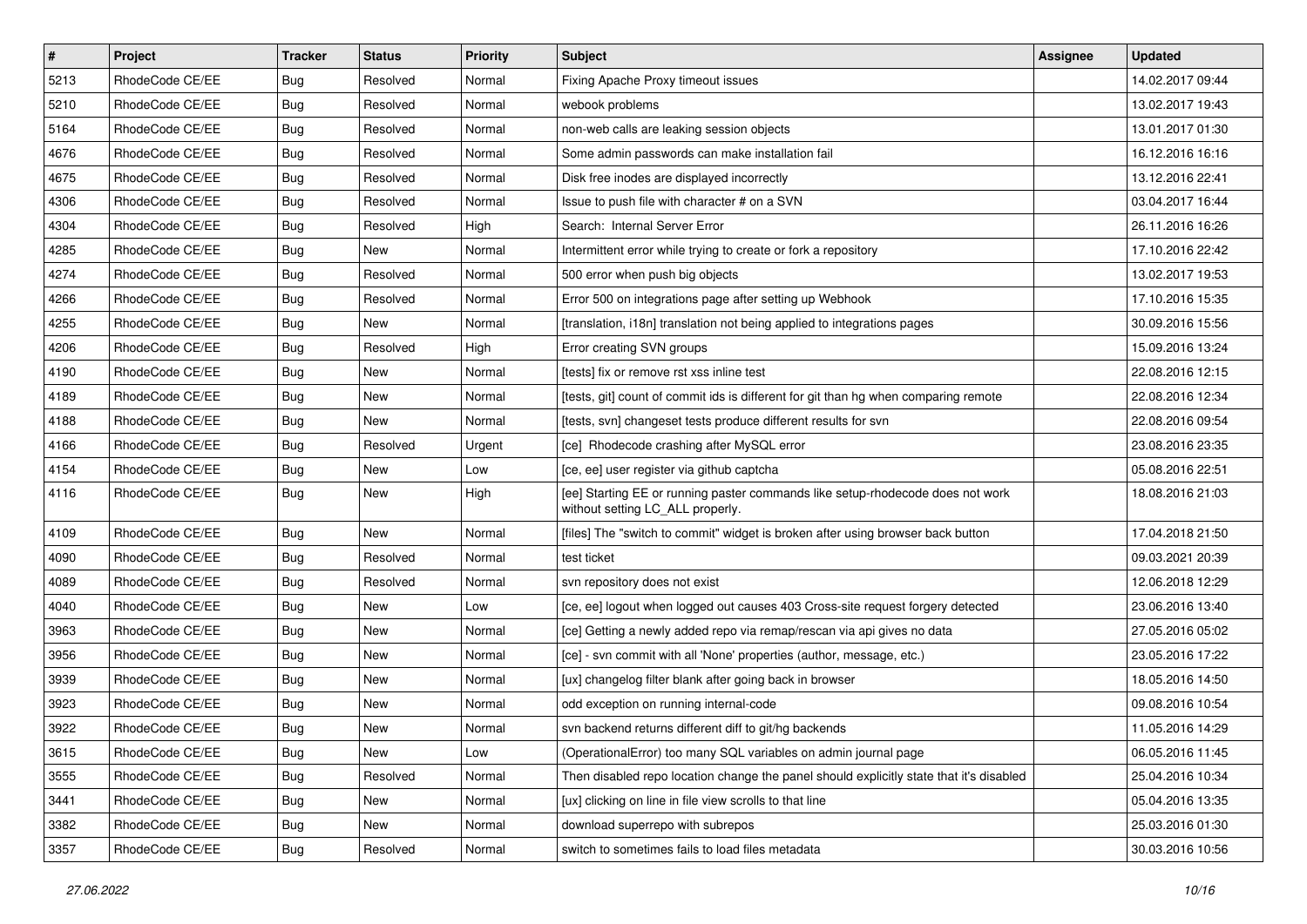| # | Project | Tracker | Status | Priority | Subject | Assignee | Updated |
|---|---|---|---|---|---|---|---|
| 5213 | RhodeCode CE/EE | Bug | Resolved | Normal | Fixing Apache Proxy timeout issues | | 14.02.2017 09:44 |
| 5210 | RhodeCode CE/EE | Bug | Resolved | Normal | webook problems | | 13.02.2017 19:43 |
| 5164 | RhodeCode CE/EE | Bug | Resolved | Normal | non-web calls are leaking session objects | | 13.01.2017 01:30 |
| 4676 | RhodeCode CE/EE | Bug | Resolved | Normal | Some admin passwords can make installation fail | | 16.12.2016 16:16 |
| 4675 | RhodeCode CE/EE | Bug | Resolved | Normal | Disk free inodes are displayed incorrectly | | 13.12.2016 22:41 |
| 4306 | RhodeCode CE/EE | Bug | Resolved | Normal | Issue to push file with character # on a SVN | | 03.04.2017 16:44 |
| 4304 | RhodeCode CE/EE | Bug | Resolved | High | Search:  Internal Server Error | | 26.11.2016 16:26 |
| 4285 | RhodeCode CE/EE | Bug | New | Normal | Intermittent error while trying to create or fork a repository | | 17.10.2016 22:42 |
| 4274 | RhodeCode CE/EE | Bug | Resolved | Normal | 500 error when push big objects | | 13.02.2017 19:53 |
| 4266 | RhodeCode CE/EE | Bug | Resolved | Normal | Error 500 on integrations page after setting up Webhook | | 17.10.2016 15:35 |
| 4255 | RhodeCode CE/EE | Bug | New | Normal | [translation, i18n] translation not being applied to integrations pages | | 30.09.2016 15:56 |
| 4206 | RhodeCode CE/EE | Bug | Resolved | High | Error creating SVN groups | | 15.09.2016 13:24 |
| 4190 | RhodeCode CE/EE | Bug | New | Normal | [tests] fix or remove rst xss inline test | | 22.08.2016 12:15 |
| 4189 | RhodeCode CE/EE | Bug | New | Normal | [tests, git] count of commit ids is different for git than hg when comparing remote | | 22.08.2016 12:34 |
| 4188 | RhodeCode CE/EE | Bug | New | Normal | [tests, svn] changeset tests produce different results for svn | | 22.08.2016 09:54 |
| 4166 | RhodeCode CE/EE | Bug | Resolved | Urgent | [ce]  Rhodecode crashing after MySQL error | | 23.08.2016 23:35 |
| 4154 | RhodeCode CE/EE | Bug | New | Low | [ce, ee] user register via github captcha | | 05.08.2016 22:51 |
| 4116 | RhodeCode CE/EE | Bug | New | High | [ee] Starting EE or running paster commands like setup-rhodecode does not work without setting LC_ALL properly. | | 18.08.2016 21:03 |
| 4109 | RhodeCode CE/EE | Bug | New | Normal | [files] The "switch to commit" widget is broken after using browser back button | | 17.04.2018 21:50 |
| 4090 | RhodeCode CE/EE | Bug | Resolved | Normal | test ticket | | 09.03.2021 20:39 |
| 4089 | RhodeCode CE/EE | Bug | Resolved | Normal | svn repository does not exist | | 12.06.2018 12:29 |
| 4040 | RhodeCode CE/EE | Bug | New | Low | [ce, ee] logout when logged out causes 403 Cross-site request forgery detected | | 23.06.2016 13:40 |
| 3963 | RhodeCode CE/EE | Bug | New | Normal | [ce] Getting a newly added repo via remap/rescan via api gives no data | | 27.05.2016 05:02 |
| 3956 | RhodeCode CE/EE | Bug | New | Normal | [ce] - svn commit with all 'None' properties (author, message, etc.) | | 23.05.2016 17:22 |
| 3939 | RhodeCode CE/EE | Bug | New | Normal | [ux] changelog filter blank after going back in browser | | 18.05.2016 14:50 |
| 3923 | RhodeCode CE/EE | Bug | New | Normal | odd exception on running internal-code | | 09.08.2016 10:54 |
| 3922 | RhodeCode CE/EE | Bug | New | Normal | svn backend returns different diff to git/hg backends | | 11.05.2016 14:29 |
| 3615 | RhodeCode CE/EE | Bug | New | Low | (OperationalError) too many SQL variables on admin journal page | | 06.05.2016 11:45 |
| 3555 | RhodeCode CE/EE | Bug | Resolved | Normal | Then disabled repo location change the panel should explicitly state that it's disabled | | 25.04.2016 10:34 |
| 3441 | RhodeCode CE/EE | Bug | New | Normal | [ux] clicking on line in file view scrolls to that line | | 05.04.2016 13:35 |
| 3382 | RhodeCode CE/EE | Bug | New | Normal | download superrepo with subrepos | | 25.03.2016 01:30 |
| 3357 | RhodeCode CE/EE | Bug | Resolved | Normal | switch to sometimes fails to load files metadata | | 30.03.2016 10:56 |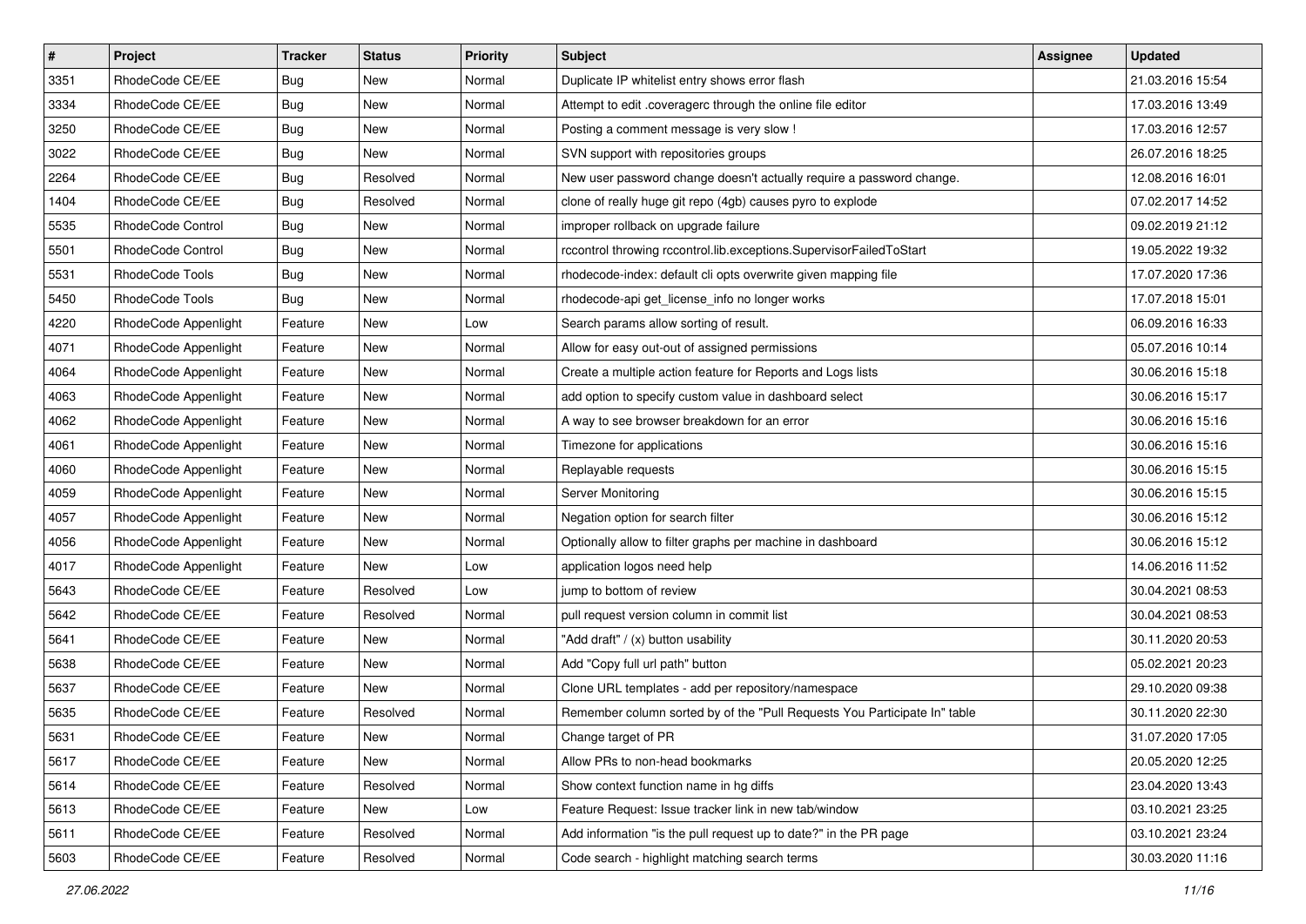| # | Project | Tracker | Status | Priority | Subject | Assignee | Updated |
|---|---|---|---|---|---|---|---|
| 3351 | RhodeCode CE/EE | Bug | New | Normal | Duplicate IP whitelist entry shows error flash | | 21.03.2016 15:54 |
| 3334 | RhodeCode CE/EE | Bug | New | Normal | Attempt to edit .coveragerc through the online file editor | | 17.03.2016 13:49 |
| 3250 | RhodeCode CE/EE | Bug | New | Normal | Posting a comment message is very slow ! | | 17.03.2016 12:57 |
| 3022 | RhodeCode CE/EE | Bug | New | Normal | SVN support with repositories groups | | 26.07.2016 18:25 |
| 2264 | RhodeCode CE/EE | Bug | Resolved | Normal | New user password change doesn't actually require a password change. | | 12.08.2016 16:01 |
| 1404 | RhodeCode CE/EE | Bug | Resolved | Normal | clone of really huge git repo (4gb) causes pyro to explode | | 07.02.2017 14:52 |
| 5535 | RhodeCode Control | Bug | New | Normal | improper rollback on upgrade failure | | 09.02.2019 21:12 |
| 5501 | RhodeCode Control | Bug | New | Normal | rccontrol throwing rccontrol.lib.exceptions.SupervisorFailedToStart | | 19.05.2022 19:32 |
| 5531 | RhodeCode Tools | Bug | New | Normal | rhodecode-index: default cli opts overwrite given mapping file | | 17.07.2020 17:36 |
| 5450 | RhodeCode Tools | Bug | New | Normal | rhodecode-api get_license_info no longer works | | 17.07.2018 15:01 |
| 4220 | RhodeCode Appenlight | Feature | New | Low | Search params allow sorting of result. | | 06.09.2016 16:33 |
| 4071 | RhodeCode Appenlight | Feature | New | Normal | Allow for easy out-out of assigned permissions | | 05.07.2016 10:14 |
| 4064 | RhodeCode Appenlight | Feature | New | Normal | Create a multiple action feature for Reports and Logs lists | | 30.06.2016 15:18 |
| 4063 | RhodeCode Appenlight | Feature | New | Normal | add option to specify custom value in dashboard select | | 30.06.2016 15:17 |
| 4062 | RhodeCode Appenlight | Feature | New | Normal | A way to see browser breakdown for an error | | 30.06.2016 15:16 |
| 4061 | RhodeCode Appenlight | Feature | New | Normal | Timezone for applications | | 30.06.2016 15:16 |
| 4060 | RhodeCode Appenlight | Feature | New | Normal | Replayable requests | | 30.06.2016 15:15 |
| 4059 | RhodeCode Appenlight | Feature | New | Normal | Server Monitoring | | 30.06.2016 15:15 |
| 4057 | RhodeCode Appenlight | Feature | New | Normal | Negation option for search filter | | 30.06.2016 15:12 |
| 4056 | RhodeCode Appenlight | Feature | New | Normal | Optionally allow to filter graphs per machine in dashboard | | 30.06.2016 15:12 |
| 4017 | RhodeCode Appenlight | Feature | New | Low | application logos need help | | 14.06.2016 11:52 |
| 5643 | RhodeCode CE/EE | Feature | Resolved | Low | jump to bottom of review | | 30.04.2021 08:53 |
| 5642 | RhodeCode CE/EE | Feature | Resolved | Normal | pull request version column in commit list | | 30.04.2021 08:53 |
| 5641 | RhodeCode CE/EE | Feature | New | Normal | "Add draft" / (x) button usability | | 30.11.2020 20:53 |
| 5638 | RhodeCode CE/EE | Feature | New | Normal | Add "Copy full url path" button | | 05.02.2021 20:23 |
| 5637 | RhodeCode CE/EE | Feature | New | Normal | Clone URL templates - add per repository/namespace | | 29.10.2020 09:38 |
| 5635 | RhodeCode CE/EE | Feature | Resolved | Normal | Remember column sorted by of the "Pull Requests You Participate In" table | | 30.11.2020 22:30 |
| 5631 | RhodeCode CE/EE | Feature | New | Normal | Change target of PR | | 31.07.2020 17:05 |
| 5617 | RhodeCode CE/EE | Feature | New | Normal | Allow PRs to non-head bookmarks | | 20.05.2020 12:25 |
| 5614 | RhodeCode CE/EE | Feature | Resolved | Normal | Show context function name in hg diffs | | 23.04.2020 13:43 |
| 5613 | RhodeCode CE/EE | Feature | New | Low | Feature Request: Issue tracker link in new tab/window | | 03.10.2021 23:25 |
| 5611 | RhodeCode CE/EE | Feature | Resolved | Normal | Add information "is the pull request up to date?" in the PR page | | 03.10.2021 23:24 |
| 5603 | RhodeCode CE/EE | Feature | Resolved | Normal | Code search - highlight matching search terms | | 30.03.2020 11:16 |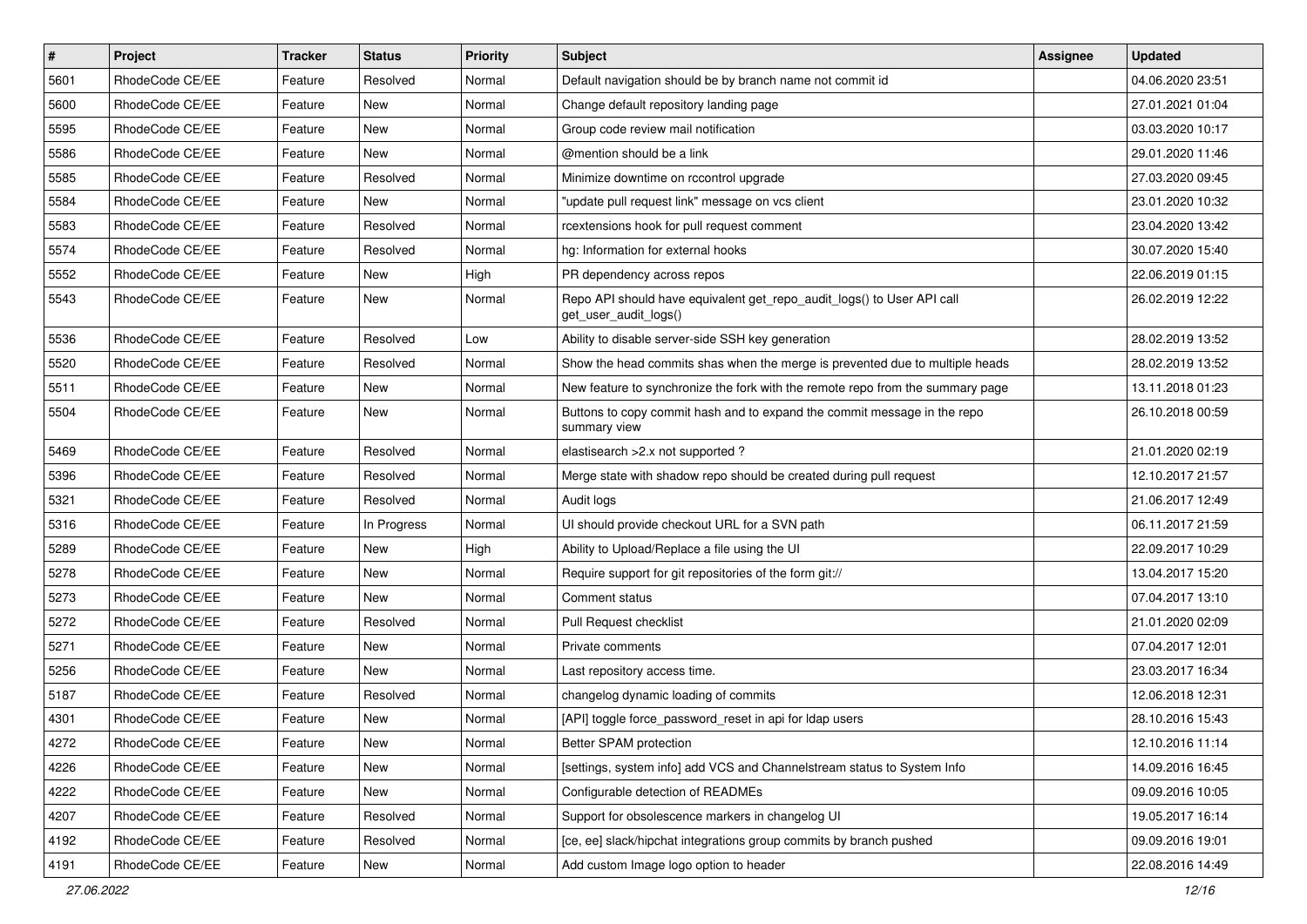| # | Project | Tracker | Status | Priority | Subject | Assignee | Updated |
|---|---|---|---|---|---|---|---|
| 5601 | RhodeCode CE/EE | Feature | Resolved | Normal | Default navigation should be by branch name not commit id | | 04.06.2020 23:51 |
| 5600 | RhodeCode CE/EE | Feature | New | Normal | Change default repository landing page | | 27.01.2021 01:04 |
| 5595 | RhodeCode CE/EE | Feature | New | Normal | Group code review mail notification | | 03.03.2020 10:17 |
| 5586 | RhodeCode CE/EE | Feature | New | Normal | @mention should be a link | | 29.01.2020 11:46 |
| 5585 | RhodeCode CE/EE | Feature | Resolved | Normal | Minimize downtime on rccontrol upgrade | | 27.03.2020 09:45 |
| 5584 | RhodeCode CE/EE | Feature | New | Normal | "update pull request link" message on vcs client | | 23.01.2020 10:32 |
| 5583 | RhodeCode CE/EE | Feature | Resolved | Normal | rcextensions hook for pull request comment | | 23.04.2020 13:42 |
| 5574 | RhodeCode CE/EE | Feature | Resolved | Normal | hg: Information for external hooks | | 30.07.2020 15:40 |
| 5552 | RhodeCode CE/EE | Feature | New | High | PR dependency across repos | | 22.06.2019 01:15 |
| 5543 | RhodeCode CE/EE | Feature | New | Normal | Repo API should have equivalent get_repo_audit_logs() to User API call get_user_audit_logs() | | 26.02.2019 12:22 |
| 5536 | RhodeCode CE/EE | Feature | Resolved | Low | Ability to disable server-side SSH key generation | | 28.02.2019 13:52 |
| 5520 | RhodeCode CE/EE | Feature | Resolved | Normal | Show the head commits shas when the merge is prevented due to multiple heads | | 28.02.2019 13:52 |
| 5511 | RhodeCode CE/EE | Feature | New | Normal | New feature to synchronize the fork with the remote repo from the summary page | | 13.11.2018 01:23 |
| 5504 | RhodeCode CE/EE | Feature | New | Normal | Buttons to copy commit hash and to expand the commit message in the repo summary view | | 26.10.2018 00:59 |
| 5469 | RhodeCode CE/EE | Feature | Resolved | Normal | elastisearch >2.x not supported ? | | 21.01.2020 02:19 |
| 5396 | RhodeCode CE/EE | Feature | Resolved | Normal | Merge state with shadow repo should be created during pull request | | 12.10.2017 21:57 |
| 5321 | RhodeCode CE/EE | Feature | Resolved | Normal | Audit logs | | 21.06.2017 12:49 |
| 5316 | RhodeCode CE/EE | Feature | In Progress | Normal | UI should provide checkout URL for a SVN path | | 06.11.2017 21:59 |
| 5289 | RhodeCode CE/EE | Feature | New | High | Ability to Upload/Replace a file using the UI | | 22.09.2017 10:29 |
| 5278 | RhodeCode CE/EE | Feature | New | Normal | Require support for git repositories of the form git:// | | 13.04.2017 15:20 |
| 5273 | RhodeCode CE/EE | Feature | New | Normal | Comment status | | 07.04.2017 13:10 |
| 5272 | RhodeCode CE/EE | Feature | Resolved | Normal | Pull Request checklist | | 21.01.2020 02:09 |
| 5271 | RhodeCode CE/EE | Feature | New | Normal | Private comments | | 07.04.2017 12:01 |
| 5256 | RhodeCode CE/EE | Feature | New | Normal | Last repository access time. | | 23.03.2017 16:34 |
| 5187 | RhodeCode CE/EE | Feature | Resolved | Normal | changelog dynamic loading of commits | | 12.06.2018 12:31 |
| 4301 | RhodeCode CE/EE | Feature | New | Normal | [API] toggle force_password_reset in api for ldap users | | 28.10.2016 15:43 |
| 4272 | RhodeCode CE/EE | Feature | New | Normal | Better SPAM protection | | 12.10.2016 11:14 |
| 4226 | RhodeCode CE/EE | Feature | New | Normal | [settings, system info] add VCS and Channelstream status to System Info | | 14.09.2016 16:45 |
| 4222 | RhodeCode CE/EE | Feature | New | Normal | Configurable detection of READMEs | | 09.09.2016 10:05 |
| 4207 | RhodeCode CE/EE | Feature | Resolved | Normal | Support for obsolescence markers in changelog UI | | 19.05.2017 16:14 |
| 4192 | RhodeCode CE/EE | Feature | Resolved | Normal | [ce, ee] slack/hipchat integrations group commits by branch pushed | | 09.09.2016 19:01 |
| 4191 | RhodeCode CE/EE | Feature | New | Normal | Add custom Image logo option to header | | 22.08.2016 14:49 |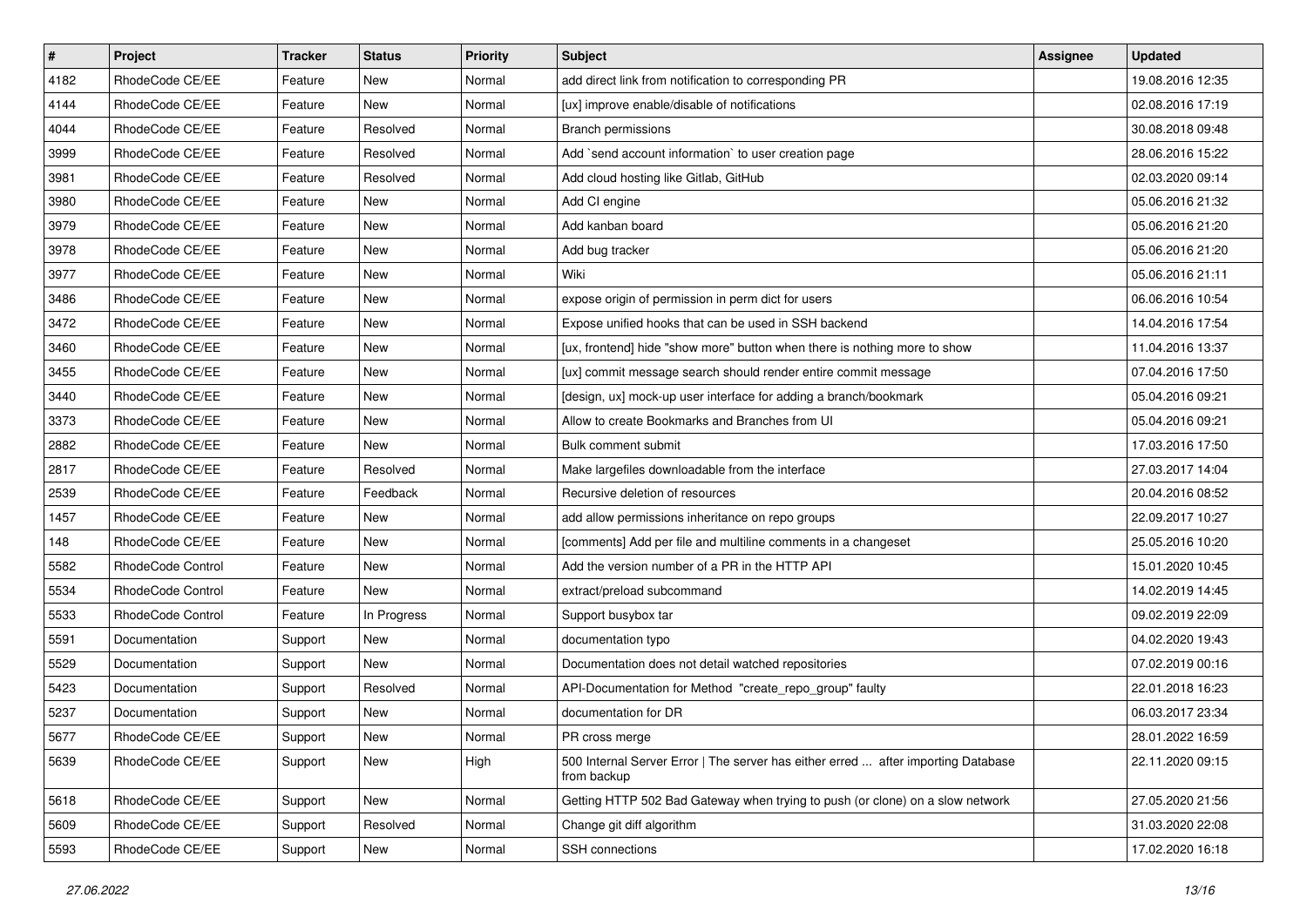| # | Project | Tracker | Status | Priority | Subject | Assignee | Updated |
| --- | --- | --- | --- | --- | --- | --- | --- |
| 4182 | RhodeCode CE/EE | Feature | New | Normal | add direct link from notification to corresponding PR | | 19.08.2016 12:35 |
| 4144 | RhodeCode CE/EE | Feature | New | Normal | [ux] improve enable/disable of notifications | | 02.08.2016 17:19 |
| 4044 | RhodeCode CE/EE | Feature | Resolved | Normal | Branch permissions | | 30.08.2018 09:48 |
| 3999 | RhodeCode CE/EE | Feature | Resolved | Normal | Add `send account information` to user creation page | | 28.06.2016 15:22 |
| 3981 | RhodeCode CE/EE | Feature | Resolved | Normal | Add cloud hosting like Gitlab, GitHub | | 02.03.2020 09:14 |
| 3980 | RhodeCode CE/EE | Feature | New | Normal | Add CI engine | | 05.06.2016 21:32 |
| 3979 | RhodeCode CE/EE | Feature | New | Normal | Add kanban board | | 05.06.2016 21:20 |
| 3978 | RhodeCode CE/EE | Feature | New | Normal | Add bug tracker | | 05.06.2016 21:20 |
| 3977 | RhodeCode CE/EE | Feature | New | Normal | Wiki | | 05.06.2016 21:11 |
| 3486 | RhodeCode CE/EE | Feature | New | Normal | expose origin of permission in perm dict for users | | 06.06.2016 10:54 |
| 3472 | RhodeCode CE/EE | Feature | New | Normal | Expose unified hooks that can be used in SSH backend | | 14.04.2016 17:54 |
| 3460 | RhodeCode CE/EE | Feature | New | Normal | [ux, frontend] hide "show more" button when there is nothing more to show | | 11.04.2016 13:37 |
| 3455 | RhodeCode CE/EE | Feature | New | Normal | [ux] commit message search should render entire commit message | | 07.04.2016 17:50 |
| 3440 | RhodeCode CE/EE | Feature | New | Normal | [design, ux] mock-up user interface for adding a branch/bookmark | | 05.04.2016 09:21 |
| 3373 | RhodeCode CE/EE | Feature | New | Normal | Allow to create Bookmarks and Branches from UI | | 05.04.2016 09:21 |
| 2882 | RhodeCode CE/EE | Feature | New | Normal | Bulk comment submit | | 17.03.2016 17:50 |
| 2817 | RhodeCode CE/EE | Feature | Resolved | Normal | Make largefiles downloadable from the interface | | 27.03.2017 14:04 |
| 2539 | RhodeCode CE/EE | Feature | Feedback | Normal | Recursive deletion of resources | | 20.04.2016 08:52 |
| 1457 | RhodeCode CE/EE | Feature | New | Normal | add allow permissions inheritance on repo groups | | 22.09.2017 10:27 |
| 148 | RhodeCode CE/EE | Feature | New | Normal | [comments] Add per file and multiline comments in a changeset | | 25.05.2016 10:20 |
| 5582 | RhodeCode Control | Feature | New | Normal | Add the version number of a PR in the HTTP API | | 15.01.2020 10:45 |
| 5534 | RhodeCode Control | Feature | New | Normal | extract/preload subcommand | | 14.02.2019 14:45 |
| 5533 | RhodeCode Control | Feature | In Progress | Normal | Support busybox tar | | 09.02.2019 22:09 |
| 5591 | Documentation | Support | New | Normal | documentation typo | | 04.02.2020 19:43 |
| 5529 | Documentation | Support | New | Normal | Documentation does not detail watched repositories | | 07.02.2019 00:16 |
| 5423 | Documentation | Support | Resolved | Normal | API-Documentation for Method "create_repo_group" faulty | | 22.01.2018 16:23 |
| 5237 | Documentation | Support | New | Normal | documentation for DR | | 06.03.2017 23:34 |
| 5677 | RhodeCode CE/EE | Support | New | Normal | PR cross merge | | 28.01.2022 16:59 |
| 5639 | RhodeCode CE/EE | Support | New | High | 500 Internal Server Error \| The server has either erred ... after importing Database from backup | | 22.11.2020 09:15 |
| 5618 | RhodeCode CE/EE | Support | New | Normal | Getting HTTP 502 Bad Gateway when trying to push (or clone) on a slow network | | 27.05.2020 21:56 |
| 5609 | RhodeCode CE/EE | Support | Resolved | Normal | Change git diff algorithm | | 31.03.2020 22:08 |
| 5593 | RhodeCode CE/EE | Support | New | Normal | SSH connections | | 17.02.2020 16:18 |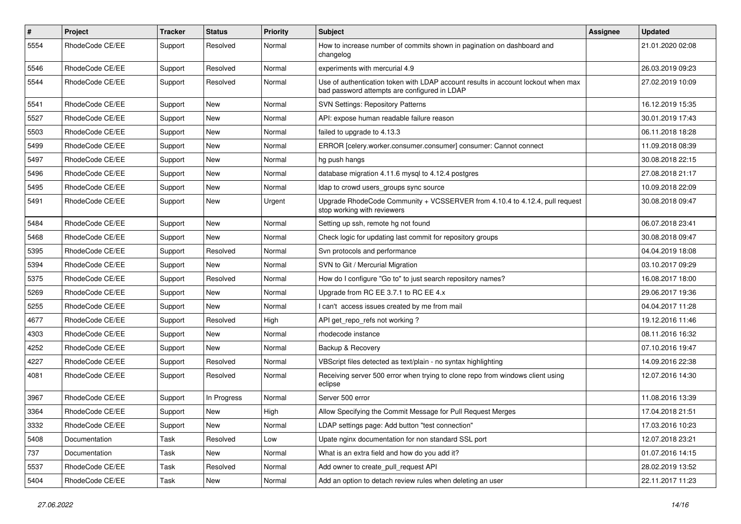| # | Project | Tracker | Status | Priority | Subject | Assignee | Updated |
|---|---|---|---|---|---|---|---|
| 5554 | RhodeCode CE/EE | Support | Resolved | Normal | How to increase number of commits shown in pagination on dashboard and changelog | | 21.01.2020 02:08 |
| 5546 | RhodeCode CE/EE | Support | Resolved | Normal | experiments with mercurial 4.9 | | 26.03.2019 09:23 |
| 5544 | RhodeCode CE/EE | Support | Resolved | Normal | Use of authentication token with LDAP account results in account lockout when max bad password attempts are configured in LDAP | | 27.02.2019 10:09 |
| 5541 | RhodeCode CE/EE | Support | New | Normal | SVN Settings: Repository Patterns | | 16.12.2019 15:35 |
| 5527 | RhodeCode CE/EE | Support | New | Normal | API: expose human readable failure reason | | 30.01.2019 17:43 |
| 5503 | RhodeCode CE/EE | Support | New | Normal | failed to upgrade to 4.13.3 | | 06.11.2018 18:28 |
| 5499 | RhodeCode CE/EE | Support | New | Normal | ERROR [celery.worker.consumer.consumer] consumer: Cannot connect | | 11.09.2018 08:39 |
| 5497 | RhodeCode CE/EE | Support | New | Normal | hg push hangs | | 30.08.2018 22:15 |
| 5496 | RhodeCode CE/EE | Support | New | Normal | database migration 4.11.6 mysql to 4.12.4 postgres | | 27.08.2018 21:17 |
| 5495 | RhodeCode CE/EE | Support | New | Normal | ldap to crowd users_groups sync source | | 10.09.2018 22:09 |
| 5491 | RhodeCode CE/EE | Support | New | Urgent | Upgrade RhodeCode Community + VCSSERVER from 4.10.4 to 4.12.4, pull request stop working with reviewers | | 30.08.2018 09:47 |
| 5484 | RhodeCode CE/EE | Support | New | Normal | Setting up ssh, remote hg not found | | 06.07.2018 23:41 |
| 5468 | RhodeCode CE/EE | Support | New | Normal | Check logic for updating last commit for repository groups | | 30.08.2018 09:47 |
| 5395 | RhodeCode CE/EE | Support | Resolved | Normal | Svn protocols and performance | | 04.04.2019 18:08 |
| 5394 | RhodeCode CE/EE | Support | New | Normal | SVN to Git / Mercurial Migration | | 03.10.2017 09:29 |
| 5375 | RhodeCode CE/EE | Support | Resolved | Normal | How do I configure "Go to" to just search repository names? | | 16.08.2017 18:00 |
| 5269 | RhodeCode CE/EE | Support | New | Normal | Upgrade from RC EE 3.7.1 to RC EE 4.x | | 29.06.2017 19:36 |
| 5255 | RhodeCode CE/EE | Support | New | Normal | I can't access issues created by me from mail | | 04.04.2017 11:28 |
| 4677 | RhodeCode CE/EE | Support | Resolved | High | API get_repo_refs not working ? | | 19.12.2016 11:46 |
| 4303 | RhodeCode CE/EE | Support | New | Normal | rhodecode instance | | 08.11.2016 16:32 |
| 4252 | RhodeCode CE/EE | Support | New | Normal | Backup & Recovery | | 07.10.2016 19:47 |
| 4227 | RhodeCode CE/EE | Support | Resolved | Normal | VBScript files detected as text/plain - no syntax highlighting | | 14.09.2016 22:38 |
| 4081 | RhodeCode CE/EE | Support | Resolved | Normal | Receiving server 500 error when trying to clone repo from windows client using eclipse | | 12.07.2016 14:30 |
| 3967 | RhodeCode CE/EE | Support | In Progress | Normal | Server 500 error | | 11.08.2016 13:39 |
| 3364 | RhodeCode CE/EE | Support | New | High | Allow Specifying the Commit Message for Pull Request Merges | | 17.04.2018 21:51 |
| 3332 | RhodeCode CE/EE | Support | New | Normal | LDAP settings page: Add button "test connection" | | 17.03.2016 10:23 |
| 5408 | Documentation | Task | Resolved | Low | Upate nginx documentation for non standard SSL port | | 12.07.2018 23:21 |
| 737 | Documentation | Task | New | Normal | What is an extra field and how do you add it? | | 01.07.2016 14:15 |
| 5537 | RhodeCode CE/EE | Task | Resolved | Normal | Add owner to create_pull_request API | | 28.02.2019 13:52 |
| 5404 | RhodeCode CE/EE | Task | New | Normal | Add an option to detach review rules when deleting an user | | 22.11.2017 11:23 |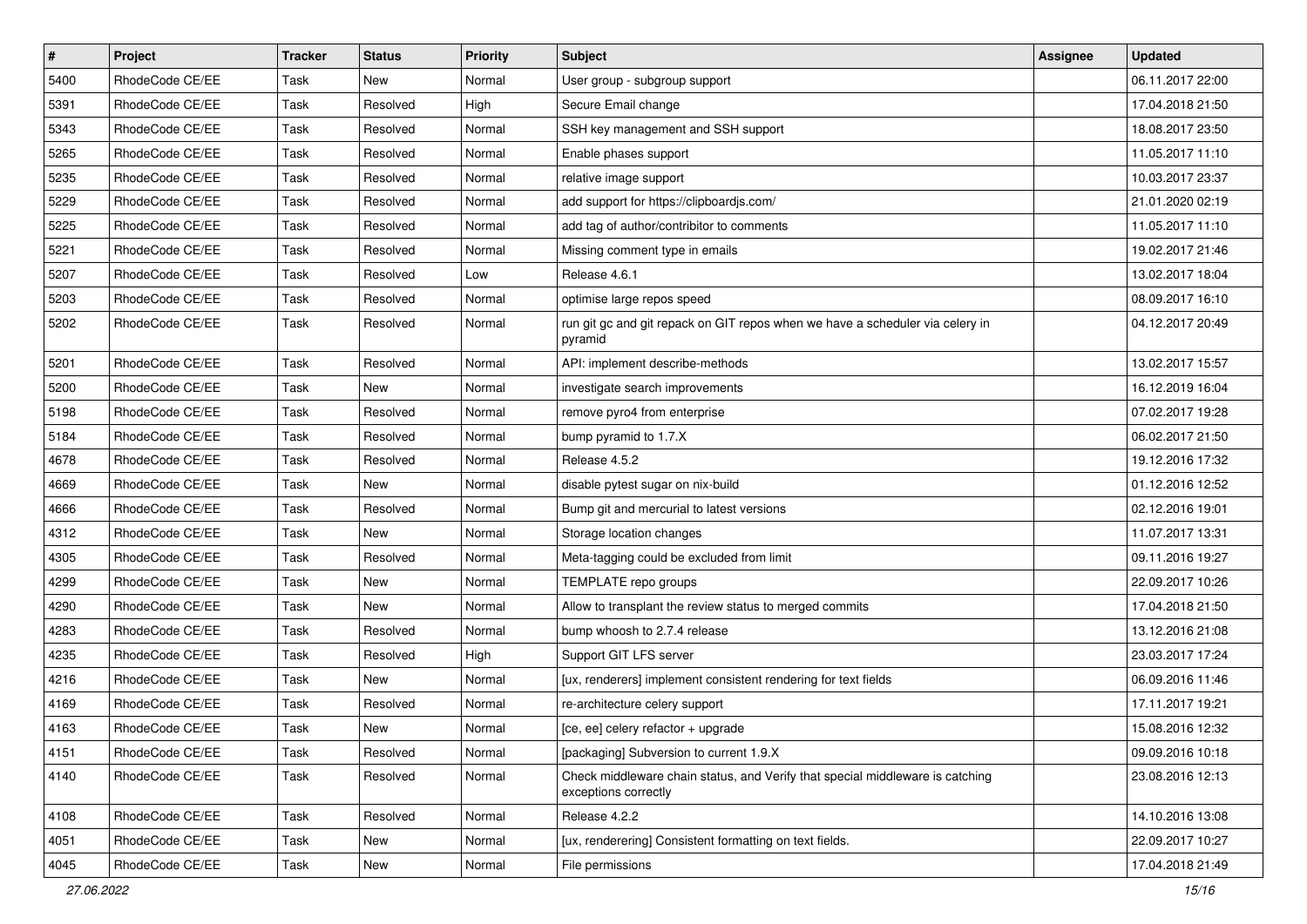| # | Project | Tracker | Status | Priority | Subject | Assignee | Updated |
|---|---|---|---|---|---|---|---|
| 5400 | RhodeCode CE/EE | Task | New | Normal | User group - subgroup support | | 06.11.2017 22:00 |
| 5391 | RhodeCode CE/EE | Task | Resolved | High | Secure Email change | | 17.04.2018 21:50 |
| 5343 | RhodeCode CE/EE | Task | Resolved | Normal | SSH key management and SSH support | | 18.08.2017 23:50 |
| 5265 | RhodeCode CE/EE | Task | Resolved | Normal | Enable phases support | | 11.05.2017 11:10 |
| 5235 | RhodeCode CE/EE | Task | Resolved | Normal | relative image support | | 10.03.2017 23:37 |
| 5229 | RhodeCode CE/EE | Task | Resolved | Normal | add support for https://clipboardjs.com/ | | 21.01.2020 02:19 |
| 5225 | RhodeCode CE/EE | Task | Resolved | Normal | add tag of author/contribitor to comments | | 11.05.2017 11:10 |
| 5221 | RhodeCode CE/EE | Task | Resolved | Normal | Missing comment type in emails | | 19.02.2017 21:46 |
| 5207 | RhodeCode CE/EE | Task | Resolved | Low | Release 4.6.1 | | 13.02.2017 18:04 |
| 5203 | RhodeCode CE/EE | Task | Resolved | Normal | optimise large repos speed | | 08.09.2017 16:10 |
| 5202 | RhodeCode CE/EE | Task | Resolved | Normal | run git gc and git repack on GIT repos when we have a scheduler via celery in pyramid | | 04.12.2017 20:49 |
| 5201 | RhodeCode CE/EE | Task | Resolved | Normal | API: implement describe-methods | | 13.02.2017 15:57 |
| 5200 | RhodeCode CE/EE | Task | New | Normal | investigate search improvements | | 16.12.2019 16:04 |
| 5198 | RhodeCode CE/EE | Task | Resolved | Normal | remove pyro4 from enterprise | | 07.02.2017 19:28 |
| 5184 | RhodeCode CE/EE | Task | Resolved | Normal | bump pyramid to 1.7.X | | 06.02.2017 21:50 |
| 4678 | RhodeCode CE/EE | Task | Resolved | Normal | Release 4.5.2 | | 19.12.2016 17:32 |
| 4669 | RhodeCode CE/EE | Task | New | Normal | disable pytest sugar on nix-build | | 01.12.2016 12:52 |
| 4666 | RhodeCode CE/EE | Task | Resolved | Normal | Bump git and mercurial to latest versions | | 02.12.2016 19:01 |
| 4312 | RhodeCode CE/EE | Task | New | Normal | Storage location changes | | 11.07.2017 13:31 |
| 4305 | RhodeCode CE/EE | Task | Resolved | Normal | Meta-tagging could be excluded from limit | | 09.11.2016 19:27 |
| 4299 | RhodeCode CE/EE | Task | New | Normal | TEMPLATE repo groups | | 22.09.2017 10:26 |
| 4290 | RhodeCode CE/EE | Task | New | Normal | Allow to transplant the review status to merged commits | | 17.04.2018 21:50 |
| 4283 | RhodeCode CE/EE | Task | Resolved | Normal | bump whoosh to 2.7.4 release | | 13.12.2016 21:08 |
| 4235 | RhodeCode CE/EE | Task | Resolved | High | Support GIT LFS server | | 23.03.2017 17:24 |
| 4216 | RhodeCode CE/EE | Task | New | Normal | [ux, renderers] implement consistent rendering for text fields | | 06.09.2016 11:46 |
| 4169 | RhodeCode CE/EE | Task | Resolved | Normal | re-architecture celery support | | 17.11.2017 19:21 |
| 4163 | RhodeCode CE/EE | Task | New | Normal | [ce, ee] celery refactor + upgrade | | 15.08.2016 12:32 |
| 4151 | RhodeCode CE/EE | Task | Resolved | Normal | [packaging] Subversion to current 1.9.X | | 09.09.2016 10:18 |
| 4140 | RhodeCode CE/EE | Task | Resolved | Normal | Check middleware chain status, and Verify that special middleware is catching exceptions correctly | | 23.08.2016 12:13 |
| 4108 | RhodeCode CE/EE | Task | Resolved | Normal | Release 4.2.2 | | 14.10.2016 13:08 |
| 4051 | RhodeCode CE/EE | Task | New | Normal | [ux, renderering] Consistent formatting on text fields. | | 22.09.2017 10:27 |
| 4045 | RhodeCode CE/EE | Task | New | Normal | File permissions | | 17.04.2018 21:49 |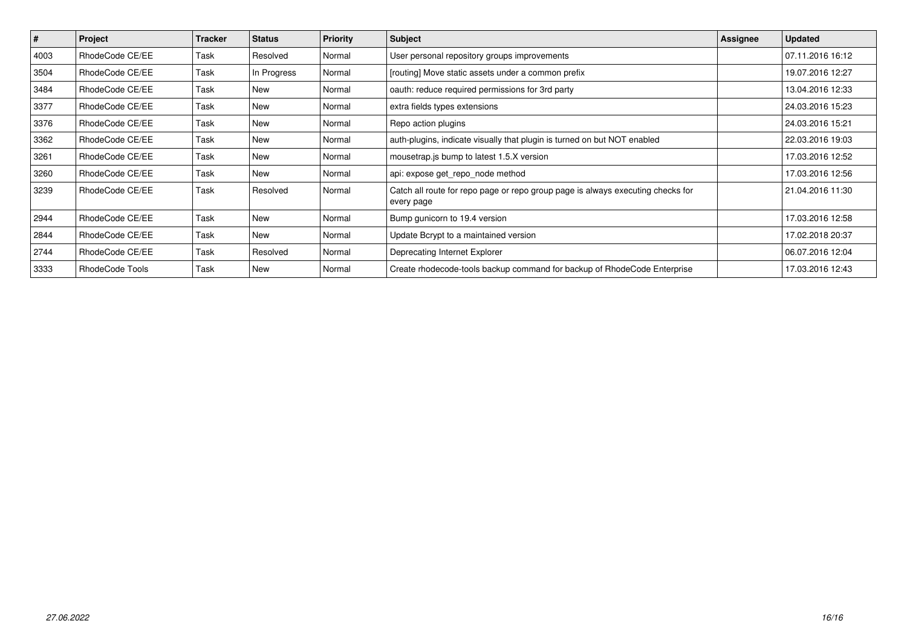| # | Project | Tracker | Status | Priority | Subject | Assignee | Updated |
|---|---|---|---|---|---|---|---|
| 4003 | RhodeCode CE/EE | Task | Resolved | Normal | User personal repository groups improvements | | 07.11.2016 16:12 |
| 3504 | RhodeCode CE/EE | Task | In Progress | Normal | [routing] Move static assets under a common prefix | | 19.07.2016 12:27 |
| 3484 | RhodeCode CE/EE | Task | New | Normal | oauth: reduce required permissions for 3rd party | | 13.04.2016 12:33 |
| 3377 | RhodeCode CE/EE | Task | New | Normal | extra fields types extensions | | 24.03.2016 15:23 |
| 3376 | RhodeCode CE/EE | Task | New | Normal | Repo action plugins | | 24.03.2016 15:21 |
| 3362 | RhodeCode CE/EE | Task | New | Normal | auth-plugins, indicate visually that plugin is turned on but NOT enabled | | 22.03.2016 19:03 |
| 3261 | RhodeCode CE/EE | Task | New | Normal | mousetrap.js bump to latest 1.5.X version | | 17.03.2016 12:52 |
| 3260 | RhodeCode CE/EE | Task | New | Normal | api: expose get_repo_node method | | 17.03.2016 12:56 |
| 3239 | RhodeCode CE/EE | Task | Resolved | Normal | Catch all route for repo page or repo group page is always executing checks for every page | | 21.04.2016 11:30 |
| 2944 | RhodeCode CE/EE | Task | New | Normal | Bump gunicorn to 19.4 version | | 17.03.2016 12:58 |
| 2844 | RhodeCode CE/EE | Task | New | Normal | Update Bcrypt to a maintained version | | 17.02.2018 20:37 |
| 2744 | RhodeCode CE/EE | Task | Resolved | Normal | Deprecating Internet Explorer | | 06.07.2016 12:04 |
| 3333 | RhodeCode Tools | Task | New | Normal | Create rhodecode-tools backup command for backup of RhodeCode Enterprise | | 17.03.2016 12:43 |